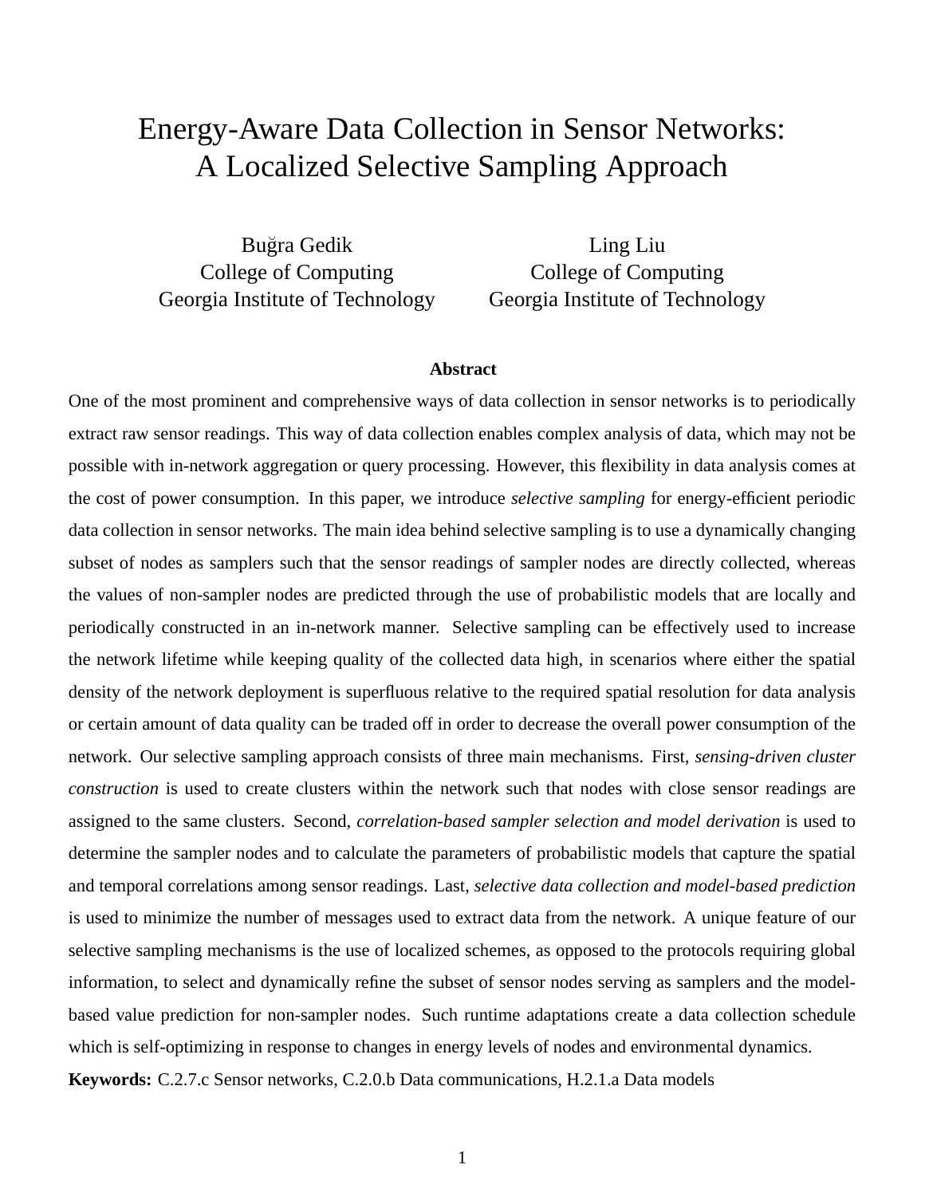# Energy-Aware Data Collection in Sensor Networks: A Localized Selective Sampling Approach

Buğra Gedik
College of Computing
Georgia Institute of Technology

Ling Liu
College of Computing
Georgia Institute of Technology

**Abstract**

One of the most prominent and comprehensive ways of data collection in sensor networks is to periodically extract raw sensor readings. This way of data collection enables complex analysis of data, which may not be possible with in-network aggregation or query processing. However, this flexibility in data analysis comes at the cost of power consumption. In this paper, we introduce *selective sampling* for energy-efficient periodic data collection in sensor networks. The main idea behind selective sampling is to use a dynamically changing subset of nodes as samplers such that the sensor readings of sampler nodes are directly collected, whereas the values of non-sampler nodes are predicted through the use of probabilistic models that are locally and periodically constructed in an in-network manner. Selective sampling can be effectively used to increase the network lifetime while keeping quality of the collected data high, in scenarios where either the spatial density of the network deployment is superfluous relative to the required spatial resolution for data analysis or certain amount of data quality can be traded off in order to decrease the overall power consumption of the network. Our selective sampling approach consists of three main mechanisms. First, *sensing-driven cluster construction* is used to create clusters within the network such that nodes with close sensor readings are assigned to the same clusters. Second, *correlation-based sampler selection and model derivation* is used to determine the sampler nodes and to calculate the parameters of probabilistic models that capture the spatial and temporal correlations among sensor readings. Last, *selective data collection and model-based prediction* is used to minimize the number of messages used to extract data from the network. A unique feature of our selective sampling mechanisms is the use of localized schemes, as opposed to the protocols requiring global information, to select and dynamically refine the subset of sensor nodes serving as samplers and the model-based value prediction for non-sampler nodes. Such runtime adaptations create a data collection schedule which is self-optimizing in response to changes in energy levels of nodes and environmental dynamics.

**Keywords:** C.2.7.c Sensor networks, C.2.0.b Data communications, H.2.1.a Data models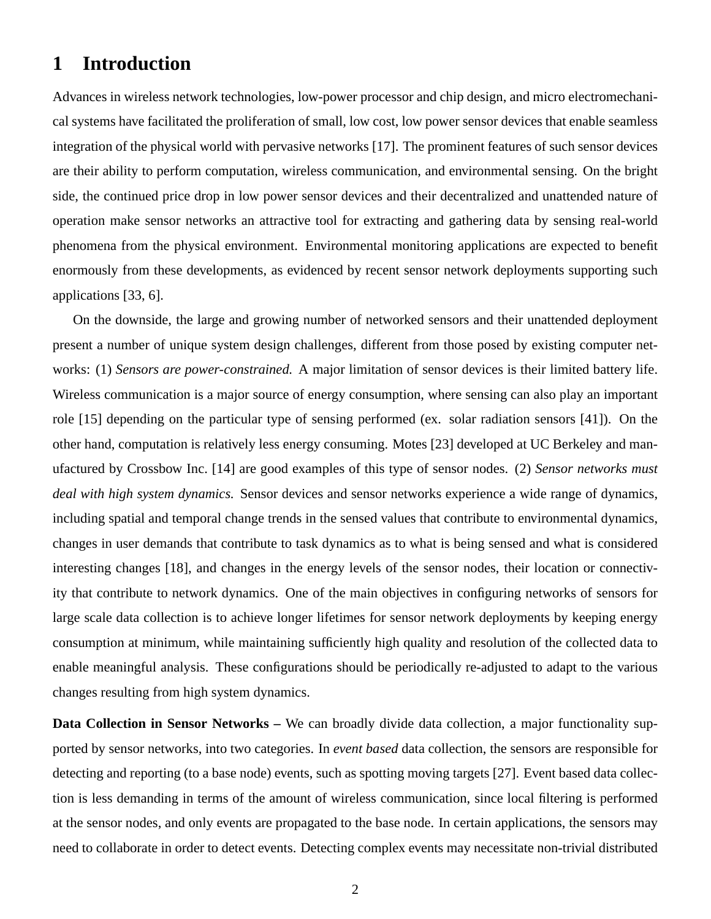# 1 Introduction

Advances in wireless network technologies, low-power processor and chip design, and micro electromechanical systems have facilitated the proliferation of small, low cost, low power sensor devices that enable seamless integration of the physical world with pervasive networks [17]. The prominent features of such sensor devices are their ability to perform computation, wireless communication, and environmental sensing. On the bright side, the continued price drop in low power sensor devices and their decentralized and unattended nature of operation make sensor networks an attractive tool for extracting and gathering data by sensing real-world phenomena from the physical environment. Environmental monitoring applications are expected to benefit enormously from these developments, as evidenced by recent sensor network deployments supporting such applications [33, 6].

On the downside, the large and growing number of networked sensors and their unattended deployment present a number of unique system design challenges, different from those posed by existing computer networks: (1) *Sensors are power-constrained.* A major limitation of sensor devices is their limited battery life. Wireless communication is a major source of energy consumption, where sensing can also play an important role [15] depending on the particular type of sensing performed (ex. solar radiation sensors [41]). On the other hand, computation is relatively less energy consuming. Motes [23] developed at UC Berkeley and manufactured by Crossbow Inc. [14] are good examples of this type of sensor nodes. (2) *Sensor networks must deal with high system dynamics.* Sensor devices and sensor networks experience a wide range of dynamics, including spatial and temporal change trends in the sensed values that contribute to environmental dynamics, changes in user demands that contribute to task dynamics as to what is being sensed and what is considered interesting changes [18], and changes in the energy levels of the sensor nodes, their location or connectivity that contribute to network dynamics. One of the main objectives in configuring networks of sensors for large scale data collection is to achieve longer lifetimes for sensor network deployments by keeping energy consumption at minimum, while maintaining sufficiently high quality and resolution of the collected data to enable meaningful analysis. These configurations should be periodically re-adjusted to adapt to the various changes resulting from high system dynamics.

**Data Collection in Sensor Networks –** We can broadly divide data collection, a major functionality supported by sensor networks, into two categories. In *event based* data collection, the sensors are responsible for detecting and reporting (to a base node) events, such as spotting moving targets [27]. Event based data collection is less demanding in terms of the amount of wireless communication, since local filtering is performed at the sensor nodes, and only events are propagated to the base node. In certain applications, the sensors may need to collaborate in order to detect events. Detecting complex events may necessitate non-trivial distributed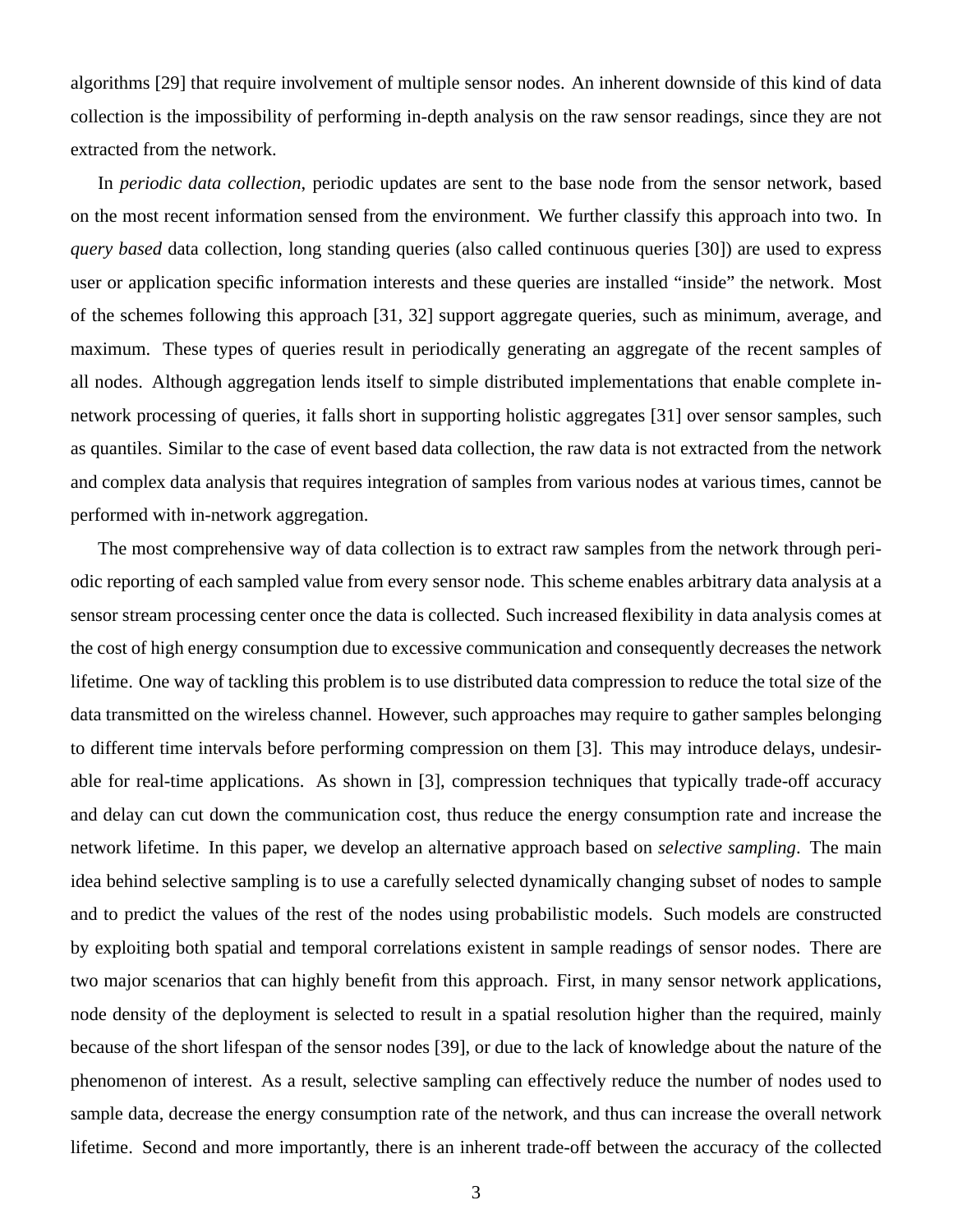algorithms [29] that require involvement of multiple sensor nodes. An inherent downside of this kind of data collection is the impossibility of performing in-depth analysis on the raw sensor readings, since they are not extracted from the network.

In *periodic data collection*, periodic updates are sent to the base node from the sensor network, based on the most recent information sensed from the environment. We further classify this approach into two. In *query based* data collection, long standing queries (also called continuous queries [30]) are used to express user or application specific information interests and these queries are installed "inside" the network. Most of the schemes following this approach [31, 32] support aggregate queries, such as minimum, average, and maximum. These types of queries result in periodically generating an aggregate of the recent samples of all nodes. Although aggregation lends itself to simple distributed implementations that enable complete in-network processing of queries, it falls short in supporting holistic aggregates [31] over sensor samples, such as quantiles. Similar to the case of event based data collection, the raw data is not extracted from the network and complex data analysis that requires integration of samples from various nodes at various times, cannot be performed with in-network aggregation.

The most comprehensive way of data collection is to extract raw samples from the network through periodic reporting of each sampled value from every sensor node. This scheme enables arbitrary data analysis at a sensor stream processing center once the data is collected. Such increased flexibility in data analysis comes at the cost of high energy consumption due to excessive communication and consequently decreases the network lifetime. One way of tackling this problem is to use distributed data compression to reduce the total size of the data transmitted on the wireless channel. However, such approaches may require to gather samples belonging to different time intervals before performing compression on them [3]. This may introduce delays, undesirable for real-time applications. As shown in [3], compression techniques that typically trade-off accuracy and delay can cut down the communication cost, thus reduce the energy consumption rate and increase the network lifetime. In this paper, we develop an alternative approach based on *selective sampling*. The main idea behind selective sampling is to use a carefully selected dynamically changing subset of nodes to sample and to predict the values of the rest of the nodes using probabilistic models. Such models are constructed by exploiting both spatial and temporal correlations existent in sample readings of sensor nodes. There are two major scenarios that can highly benefit from this approach. First, in many sensor network applications, node density of the deployment is selected to result in a spatial resolution higher than the required, mainly because of the short lifespan of the sensor nodes [39], or due to the lack of knowledge about the nature of the phenomenon of interest. As a result, selective sampling can effectively reduce the number of nodes used to sample data, decrease the energy consumption rate of the network, and thus can increase the overall network lifetime. Second and more importantly, there is an inherent trade-off between the accuracy of the collected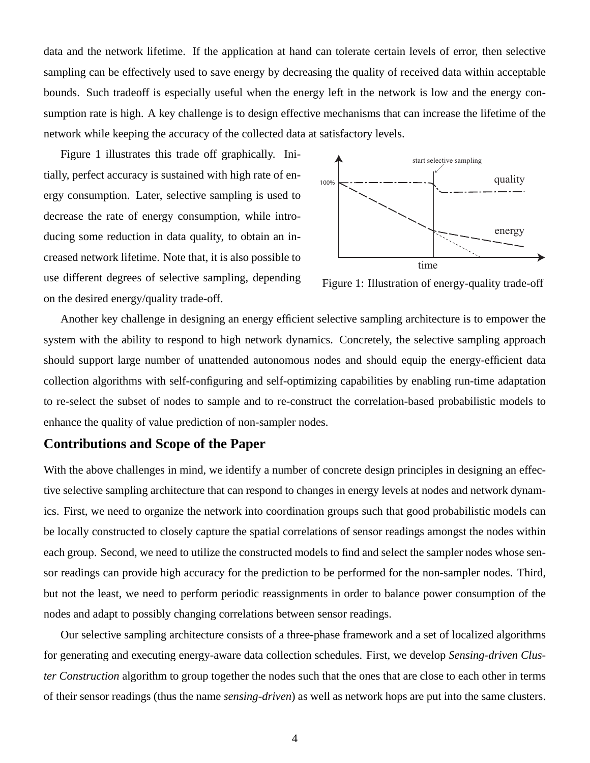data and the network lifetime. If the application at hand can tolerate certain levels of error, then selective sampling can be effectively used to save energy by decreasing the quality of received data within acceptable bounds. Such tradeoff is especially useful when the energy left in the network is low and the energy consumption rate is high. A key challenge is to design effective mechanisms that can increase the lifetime of the network while keeping the accuracy of the collected data at satisfactory levels.

Figure 1 illustrates this trade off graphically. Initially, perfect accuracy is sustained with high rate of energy consumption. Later, selective sampling is used to decrease the rate of energy consumption, while introducing some reduction in data quality, to obtain an increased network lifetime. Note that, it is also possible to use different degrees of selective sampling, depending on the desired energy/quality trade-off.

Figure 1: Illustration of energy-quality trade-off

Another key challenge in designing an energy efficient selective sampling architecture is to empower the system with the ability to respond to high network dynamics. Concretely, the selective sampling approach should support large number of unattended autonomous nodes and should equip the energy-efficient data collection algorithms with self-configuring and self-optimizing capabilities by enabling run-time adaptation to re-select the subset of nodes to sample and to re-construct the correlation-based probabilistic models to enhance the quality of value prediction of non-sampler nodes.

## Contributions and Scope of the Paper

With the above challenges in mind, we identify a number of concrete design principles in designing an effective selective sampling architecture that can respond to changes in energy levels at nodes and network dynamics. First, we need to organize the network into coordination groups such that good probabilistic models can be locally constructed to closely capture the spatial correlations of sensor readings amongst the nodes within each group. Second, we need to utilize the constructed models to find and select the sampler nodes whose sensor readings can provide high accuracy for the prediction to be performed for the non-sampler nodes. Third, but not the least, we need to perform periodic reassignments in order to balance power consumption of the nodes and adapt to possibly changing correlations between sensor readings.

Our selective sampling architecture consists of a three-phase framework and a set of localized algorithms for generating and executing energy-aware data collection schedules. First, we develop *Sensing-driven Cluster Construction* algorithm to group together the nodes such that the ones that are close to each other in terms of their sensor readings (thus the name *sensing-driven*) as well as network hops are put into the same clusters.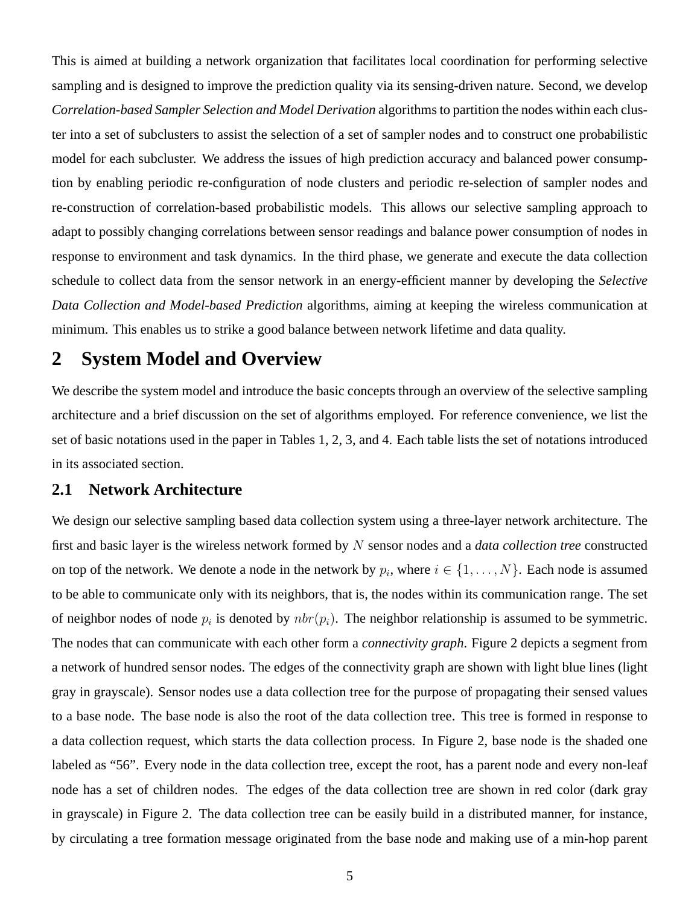This is aimed at building a network organization that facilitates local coordination for performing selective sampling and is designed to improve the prediction quality via its sensing-driven nature. Second, we develop *Correlation-based Sampler Selection and Model Derivation* algorithms to partition the nodes within each cluster into a set of subclusters to assist the selection of a set of sampler nodes and to construct one probabilistic model for each subcluster. We address the issues of high prediction accuracy and balanced power consumption by enabling periodic re-configuration of node clusters and periodic re-selection of sampler nodes and re-construction of correlation-based probabilistic models. This allows our selective sampling approach to adapt to possibly changing correlations between sensor readings and balance power consumption of nodes in response to environment and task dynamics. In the third phase, we generate and execute the data collection schedule to collect data from the sensor network in an energy-efficient manner by developing the *Selective Data Collection and Model-based Prediction* algorithms, aiming at keeping the wireless communication at minimum. This enables us to strike a good balance between network lifetime and data quality.

# 2 System Model and Overview

We describe the system model and introduce the basic concepts through an overview of the selective sampling architecture and a brief discussion on the set of algorithms employed. For reference convenience, we list the set of basic notations used in the paper in Tables 1, 2, 3, and 4. Each table lists the set of notations introduced in its associated section.

## 2.1 Network Architecture

We design our selective sampling based data collection system using a three-layer network architecture. The first and basic layer is the wireless network formed by $N$ sensor nodes and a *data collection tree* constructed on top of the network. We denote a node in the network by $p_i$, where $i \in \{1, \ldots, N\}$. Each node is assumed to be able to communicate only with its neighbors, that is, the nodes within its communication range. The set of neighbor nodes of node $p_i$ is denoted by $nbr(p_i)$. The neighbor relationship is assumed to be symmetric. The nodes that can communicate with each other form a *connectivity graph*. Figure 2 depicts a segment from a network of hundred sensor nodes. The edges of the connectivity graph are shown with light blue lines (light gray in grayscale). Sensor nodes use a data collection tree for the purpose of propagating their sensed values to a base node. The base node is also the root of the data collection tree. This tree is formed in response to a data collection request, which starts the data collection process. In Figure 2, base node is the shaded one labeled as "56". Every node in the data collection tree, except the root, has a parent node and every non-leaf node has a set of children nodes. The edges of the data collection tree are shown in red color (dark gray in grayscale) in Figure 2. The data collection tree can be easily build in a distributed manner, for instance, by circulating a tree formation message originated from the base node and making use of a min-hop parent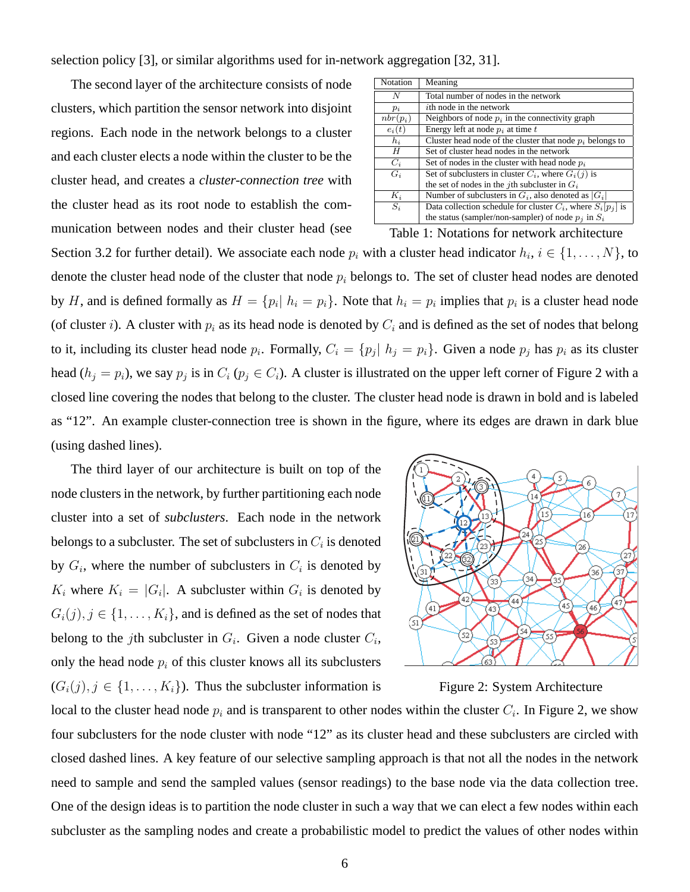selection policy [3], or similar algorithms used for in-network aggregation [32, 31].

| Notation | Meaning |
|---|---|
| $N$ | Total number of nodes in the network |
| $p_i$ | $i$th node in the network |
| $nbr(p_i)$ | Neighbors of node $p_i$ in the connectivity graph |
| $e_i(t)$ | Energy left at node $p_i$ at time $t$ |
| $h_i$ | Cluster head node of the cluster that node $p_i$ belongs to |
| $H$ | Set of cluster head nodes in the network |
| $C_i$ | Set of nodes in the cluster with head node $p_i$ |
| $G_i$ | Set of subclusters in cluster $C_i$, where $G_i(j)$ is the set of nodes in the $j$th subcluster in $G_i$ |
| $K_i$ | Number of subclusters in $G_i$, also denoted as $\lvert G_i \rvert$ |
| $S_i$ | Data collection schedule for cluster $C_i$, where $S_i[p_j]$ is the status (sampler/non-sampler) of node $p_j$ in $S_i$ |

Table 1: Notations for network architecture

The second layer of the architecture consists of node clusters, which partition the sensor network into disjoint regions. Each node in the network belongs to a cluster and each cluster elects a node within the cluster to be the cluster head, and creates a *cluster-connection tree* with the cluster head as its root node to establish the communication between nodes and their cluster head (see Section 3.2 for further detail). We associate each node $p_i$ with a cluster head indicator $h_i$, $i \in \{1, \ldots, N\}$, to denote the cluster head node of the cluster that node $p_i$ belongs to. The set of cluster head nodes are denoted by $H$, and is defined formally as $H = \{p_i | \ h_i = p_i\}$. Note that $h_i = p_i$ implies that $p_i$ is a cluster head node (of cluster $i$). A cluster with $p_i$ as its head node is denoted by $C_i$ and is defined as the set of nodes that belong to it, including its cluster head node $p_i$. Formally, $C_i = \{p_j | \ h_j = p_i\}$. Given a node $p_j$ has $p_i$ as its cluster head ($h_j = p_i$), we say $p_j$ is in $C_i$ ($p_j \in C_i$). A cluster is illustrated on the upper left corner of Figure 2 with a closed line covering the nodes that belong to the cluster. The cluster head node is drawn in bold and is labeled as "12". An example cluster-connection tree is shown in the figure, where its edges are drawn in dark blue (using dashed lines).

The third layer of our architecture is built on top of the node clusters in the network, by further partitioning each node cluster into a set of *subclusters*. Each node in the network belongs to a subcluster. The set of subclusters in $C_i$ is denoted by $G_i$, where the number of subclusters in $C_i$ is denoted by $K_i$ where $K_i = |G_i|$. A subcluster within $G_i$ is denoted by $G_i(j), j \in \{1, \ldots, K_i\}$, and is defined as the set of nodes that belong to the $j$th subcluster in $G_i$. Given a node cluster $C_i$, only the head node $p_i$ of this cluster knows all its subclusters ($G_i(j), j \in \{1, \ldots, K_i\}$). Thus the subcluster information is local to the cluster head node $p_i$ and is transparent to other nodes within the cluster $C_i$. In Figure 2, we show four subclusters for the node cluster with node "12" as its cluster head and these subclusters are circled with closed dashed lines. A key feature of our selective sampling approach is that not all the nodes in the network need to sample and send the sampled values (sensor readings) to the base node via the data collection tree. One of the design ideas is to partition the node cluster in such a way that we can elect a few nodes within each subcluster as the sampling nodes and create a probabilistic model to predict the values of other nodes within

Figure 2: System Architecture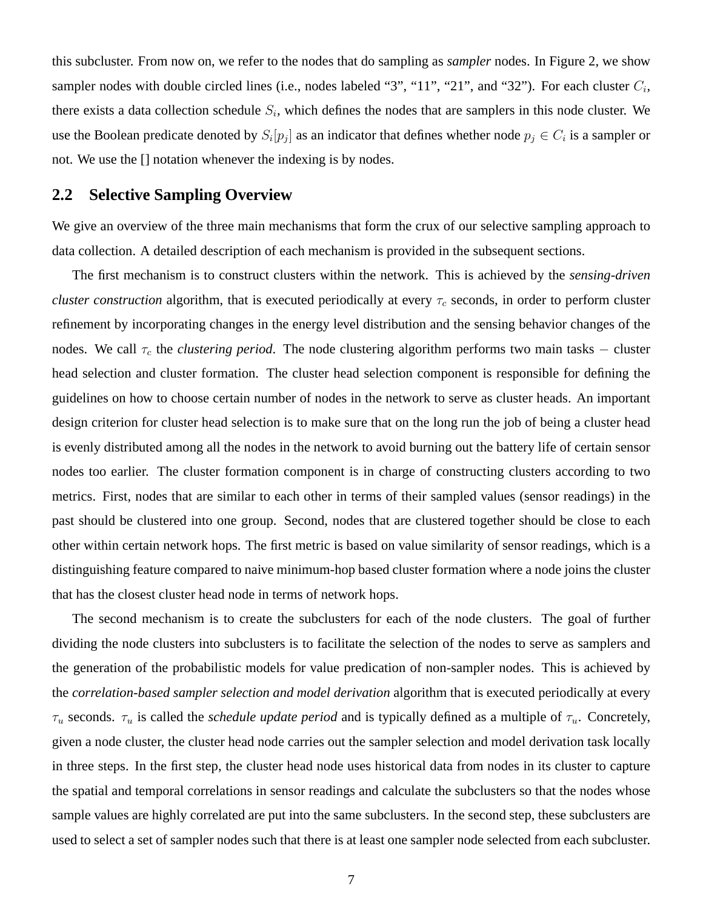this subcluster. From now on, we refer to the nodes that do sampling as *sampler* nodes. In Figure 2, we show sampler nodes with double circled lines (i.e., nodes labeled "3", "11", "21", and "32"). For each cluster $C_i$, there exists a data collection schedule $S_i$, which defines the nodes that are samplers in this node cluster. We use the Boolean predicate denoted by $S_i[p_j]$ as an indicator that defines whether node $p_j \in C_i$ is a sampler or not. We use the [] notation whenever the indexing is by nodes.

## 2.2 Selective Sampling Overview

We give an overview of the three main mechanisms that form the crux of our selective sampling approach to data collection. A detailed description of each mechanism is provided in the subsequent sections.

The first mechanism is to construct clusters within the network. This is achieved by the *sensing-driven cluster construction* algorithm, that is executed periodically at every $\tau_c$ seconds, in order to perform cluster refinement by incorporating changes in the energy level distribution and the sensing behavior changes of the nodes. We call $\tau_c$ the *clustering period*. The node clustering algorithm performs two main tasks − cluster head selection and cluster formation. The cluster head selection component is responsible for defining the guidelines on how to choose certain number of nodes in the network to serve as cluster heads. An important design criterion for cluster head selection is to make sure that on the long run the job of being a cluster head is evenly distributed among all the nodes in the network to avoid burning out the battery life of certain sensor nodes too earlier. The cluster formation component is in charge of constructing clusters according to two metrics. First, nodes that are similar to each other in terms of their sampled values (sensor readings) in the past should be clustered into one group. Second, nodes that are clustered together should be close to each other within certain network hops. The first metric is based on value similarity of sensor readings, which is a distinguishing feature compared to naive minimum-hop based cluster formation where a node joins the cluster that has the closest cluster head node in terms of network hops.

The second mechanism is to create the subclusters for each of the node clusters. The goal of further dividing the node clusters into subclusters is to facilitate the selection of the nodes to serve as samplers and the generation of the probabilistic models for value predication of non-sampler nodes. This is achieved by the *correlation-based sampler selection and model derivation* algorithm that is executed periodically at every $\tau_u$ seconds. $\tau_u$ is called the *schedule update period* and is typically defined as a multiple of $\tau_u$. Concretely, given a node cluster, the cluster head node carries out the sampler selection and model derivation task locally in three steps. In the first step, the cluster head node uses historical data from nodes in its cluster to capture the spatial and temporal correlations in sensor readings and calculate the subclusters so that the nodes whose sample values are highly correlated are put into the same subclusters. In the second step, these subclusters are used to select a set of sampler nodes such that there is at least one sampler node selected from each subcluster.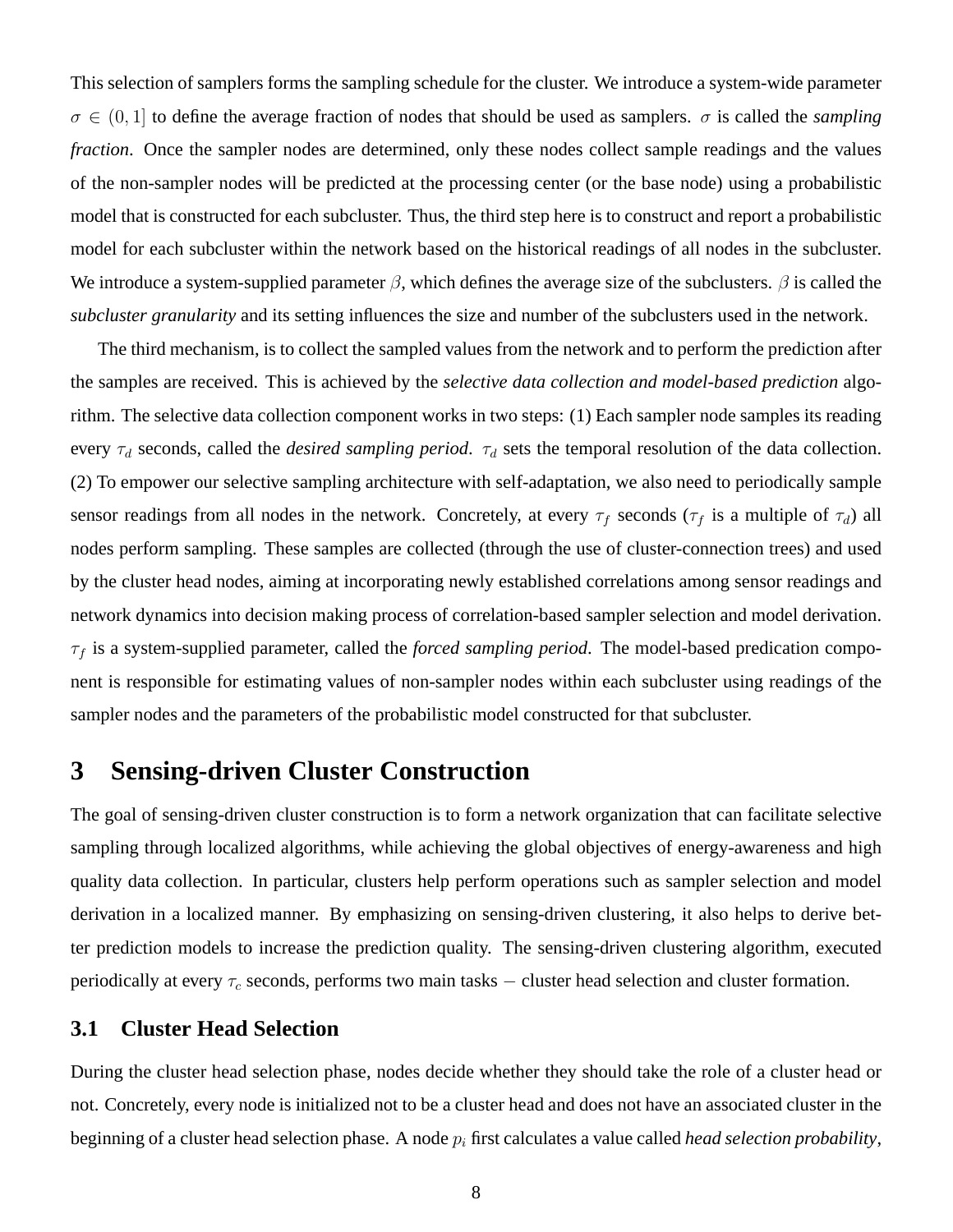This selection of samplers forms the sampling schedule for the cluster. We introduce a system-wide parameter $\sigma \in (0, 1]$ to define the average fraction of nodes that should be used as samplers. $\sigma$ is called the *sampling fraction*. Once the sampler nodes are determined, only these nodes collect sample readings and the values of the non-sampler nodes will be predicted at the processing center (or the base node) using a probabilistic model that is constructed for each subcluster. Thus, the third step here is to construct and report a probabilistic model for each subcluster within the network based on the historical readings of all nodes in the subcluster. We introduce a system-supplied parameter $\beta$, which defines the average size of the subclusters. $\beta$ is called the *subcluster granularity* and its setting influences the size and number of the subclusters used in the network.

The third mechanism, is to collect the sampled values from the network and to perform the prediction after the samples are received. This is achieved by the *selective data collection and model-based prediction* algorithm. The selective data collection component works in two steps: (1) Each sampler node samples its reading every $\tau_d$ seconds, called the *desired sampling period*. $\tau_d$ sets the temporal resolution of the data collection. (2) To empower our selective sampling architecture with self-adaptation, we also need to periodically sample sensor readings from all nodes in the network. Concretely, at every $\tau_f$ seconds ($\tau_f$ is a multiple of $\tau_d$) all nodes perform sampling. These samples are collected (through the use of cluster-connection trees) and used by the cluster head nodes, aiming at incorporating newly established correlations among sensor readings and network dynamics into decision making process of correlation-based sampler selection and model derivation. $\tau_f$ is a system-supplied parameter, called the *forced sampling period*. The model-based predication component is responsible for estimating values of non-sampler nodes within each subcluster using readings of the sampler nodes and the parameters of the probabilistic model constructed for that subcluster.

# 3 Sensing-driven Cluster Construction

The goal of sensing-driven cluster construction is to form a network organization that can facilitate selective sampling through localized algorithms, while achieving the global objectives of energy-awareness and high quality data collection. In particular, clusters help perform operations such as sampler selection and model derivation in a localized manner. By emphasizing on sensing-driven clustering, it also helps to derive better prediction models to increase the prediction quality. The sensing-driven clustering algorithm, executed periodically at every $\tau_c$ seconds, performs two main tasks $-$ cluster head selection and cluster formation.

## 3.1 Cluster Head Selection

During the cluster head selection phase, nodes decide whether they should take the role of a cluster head or not. Concretely, every node is initialized not to be a cluster head and does not have an associated cluster in the beginning of a cluster head selection phase. A node $p_i$ first calculates a value called *head selection probability*,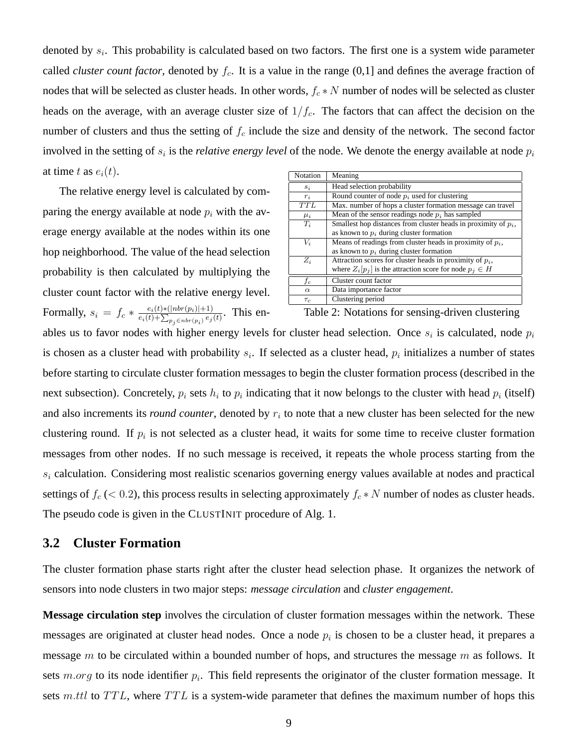denoted by $s_i$. This probability is calculated based on two factors. The first one is a system wide parameter called *cluster count factor*, denoted by $f_c$. It is a value in the range (0,1] and defines the average fraction of nodes that will be selected as cluster heads. In other words, $f_c * N$ number of nodes will be selected as cluster heads on the average, with an average cluster size of $1/f_c$. The factors that can affect the decision on the number of clusters and thus the setting of $f_c$ include the size and density of the network. The second factor involved in the setting of $s_i$ is the ***relative energy level*** of the node. We denote the energy available at node $p_i$ at time $t$ as $e_i(t)$.

The relative energy level is calculated by comparing the energy available at node $p_i$ with the average energy available at the nodes within its one hop neighborhood. The value of the head selection probability is then calculated by multiplying the cluster count factor with the relative energy level. Formally, $s_i = f_c * \frac{e_i(t)*(|nbr(p_i)|+1)}{e_i(t)+\sum_{p_j \in nbr(p_i)} e_j(t)}$. This enables us to favor nodes with higher energy levels for cluster head selection. Once $s_i$ is calculated, node $p_i$ is chosen as a cluster head with probability $s_i$. If selected as a cluster head, $p_i$ initializes a number of states before starting to circulate cluster formation messages to begin the cluster formation process (described in the next subsection). Concretely, $p_i$ sets $h_i$ to $p_i$ indicating that it now belongs to the cluster with head $p_i$ (itself) and also increments its *round counter*, denoted by $r_i$ to note that a new cluster has been selected for the new clustering round. If $p_i$ is not selected as a cluster head, it waits for some time to receive cluster formation messages from other nodes. If no such message is received, it repeats the whole process starting from the $s_i$ calculation. Considering most realistic scenarios governing energy values available at nodes and practical settings of $f_c$ ($< 0.2$), this process results in selecting approximately $f_c * N$ number of nodes as cluster heads. The pseudo code is given in the CLUSTINIT procedure of Alg. 1.

| Notation | Meaning |
|---|---|
| $s_i$ | Head selection probability |
| $r_i$ | Round counter of node $p_i$ used for clustering |
| $TTL$ | Max. number of hops a cluster formation message can travel |
| $\mu_i$ | Mean of the sensor readings node $p_i$ has sampled |
| $T_i$ | Smallest hop distances from cluster heads in proximity of $p_i$, as known to $p_i$ during cluster formation |
| $V_i$ | Means of readings from cluster heads in proximity of $p_i$, as known to $p_i$ during cluster formation |
| $Z_i$ | Attraction scores for cluster heads in proximity of $p_i$, where $Z_i[p_j]$ is the attraction score for node $p_j \in H$ |
| $f_c$ | Cluster count factor |
| $\alpha$ | Data importance factor |
| $\tau_c$ | Clustering period |

Table 2: Notations for sensing-driven clustering

## 3.2 Cluster Formation

The cluster formation phase starts right after the cluster head selection phase. It organizes the network of sensors into node clusters in two major steps: *message circulation* and *cluster engagement*.

**Message circulation step** involves the circulation of cluster formation messages within the network. These messages are originated at cluster head nodes. Once a node $p_i$ is chosen to be a cluster head, it prepares a message $m$ to be circulated within a bounded number of hops, and structures the message $m$ as follows. It sets $m.org$ to its node identifier $p_i$. This field represents the originator of the cluster formation message. It sets $m.ttl$ to $TTL$, where $TTL$ is a system-wide parameter that defines the maximum number of hops this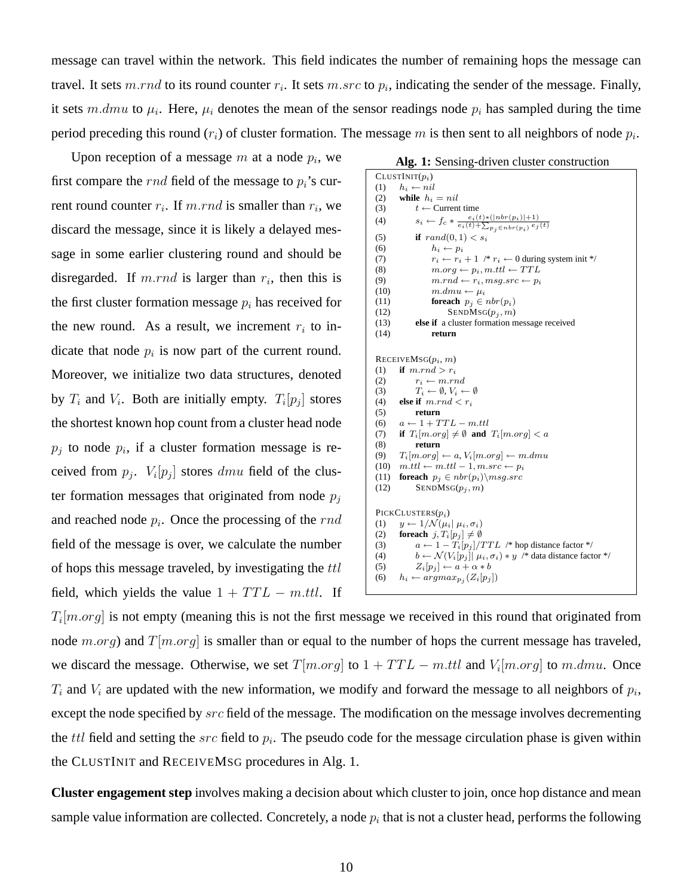message can travel within the network. This field indicates the number of remaining hops the message can travel. It sets $m.rnd$ to its round counter $r_i$. It sets $m.src$ to $p_i$, indicating the sender of the message. Finally, it sets $m.dmu$ to $\mu_i$. Here, $\mu_i$ denotes the mean of the sensor readings node $p_i$ has sampled during the time period preceding this round ($r_i$) of cluster formation. The message $m$ is then sent to all neighbors of node $p_i$.

Upon reception of a message $m$ at a node $p_i$, we first compare the $rnd$ field of the message to $p_i$'s current round counter $r_i$. If $m.rnd$ is smaller than $r_i$, we discard the message, since it is likely a delayed message in some earlier clustering round and should be disregarded. If $m.rnd$ is larger than $r_i$, then this is the first cluster formation message $p_i$ has received for the new round. As a result, we increment $r_i$ to indicate that node $p_i$ is now part of the current round. Moreover, we initialize two data structures, denoted by $T_i$ and $V_i$. Both are initially empty. $T_i[p_j]$ stores the shortest known hop count from a cluster head node $p_j$ to node $p_i$, if a cluster formation message is received from $p_j$. $V_i[p_j]$ stores $dmu$ field of the cluster formation messages that originated from node $p_j$ and reached node $p_i$. Once the processing of the $rnd$ field of the message is over, we calculate the number of hops this message traveled, by investigating the $ttl$ field, which yields the value $1 + TTL - m.ttl$. If $T_i[m.org]$ is not empty (meaning this is not the first message we received in this round that originated from node $m.org$) and $T[m.org]$ is smaller than or equal to the number of hops the current message has traveled, we discard the message. Otherwise, we set $T[m.org]$ to $1 + TTL - m.ttl$ and $V_i[m.org]$ to $m.dmu$. Once $T_i$ and $V_i$ are updated with the new information, we modify and forward the message to all neighbors of $p_i$, except the node specified by $src$ field of the message. The modification on the message involves decrementing the $ttl$ field and setting the $src$ field to $p_i$. The pseudo code for the message circulation phase is given within the CLUSTINIT and RECEIVEMSG procedures in Alg. 1.

**Alg. 1:** Sensing-driven cluster construction

```
CLUSTINIT(p_i)
(1)   h_i ← nil
(2)   while h_i = nil
(3)       t ← Current time
(4)       s_i ← f_c * (e_i(t)*(|nbr(p_i)|+1)) / (e_i(t) + Σ_{p_j ∈ nbr(p_i)} e_j(t))
(5)       if rand(0,1) < s_i
(6)           h_i ← p_i
(7)           r_i ← r_i + 1  /* r_i ← 0 during system init */
(8)           m.org ← p_i, m.ttl ← TTL
(9)           m.rnd ← r_i, msg.src ← p_i
(10)          m.dmu ← μ_i
(11)          foreach p_j ∈ nbr(p_i)
(12)              SENDMSG(p_j, m)
(13)      else if a cluster formation message received
(14)          return

RECEIVEMSG(p_i, m)
(1)   if m.rnd > r_i
(2)       r_i ← m.rnd
(3)       T_i ← ∅, V_i ← ∅
(4)   else if m.rnd < r_i
(5)       return
(6)   a ← 1 + TTL − m.ttl
(7)   if T_i[m.org] ≠ ∅ and T_i[m.org] < a
(8)       return
(9)   T_i[m.org] ← a, V_i[m.org] ← m.dmu
(10)  m.ttl ← m.ttl − 1, m.src ← p_i
(11)  foreach p_j ∈ nbr(p_i)\msg.src
(12)      SENDMSG(p_j, m)

PICKCLUSTERS(p_i)
(1)   y ← 1/N(μ_i | μ_i, σ_i)
(2)   foreach j, T_i[p_j] ≠ ∅
(3)       a ← 1 − T_i[p_j]/TTL  /* hop distance factor */
(4)       b ← N(V_i[p_j] | μ_i, σ_i) * y  /* data distance factor */
(5)       Z_i[p_j] ← a + α * b
(6)   h_i ← argmax_{p_j}(Z_i[p_j])
```

**Cluster engagement step** involves making a decision about which cluster to join, once hop distance and mean sample value information are collected. Concretely, a node $p_i$ that is not a cluster head, performs the following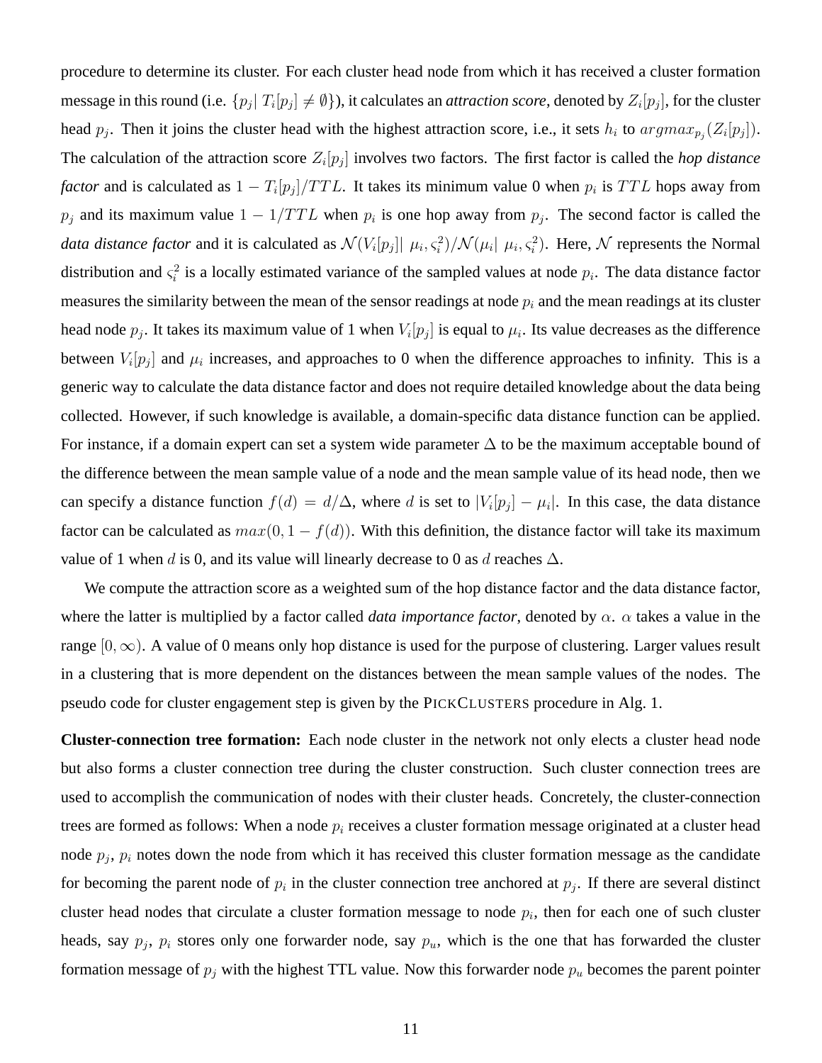procedure to determine its cluster. For each cluster head node from which it has received a cluster formation message in this round (i.e. $\{p_j | T_i[p_j] \neq \emptyset\}$), it calculates an *attraction score*, denoted by $Z_i[p_j]$, for the cluster head $p_j$. Then it joins the cluster head with the highest attraction score, i.e., it sets $h_i$ to $argmax_{p_j}(Z_i[p_j])$. The calculation of the attraction score $Z_i[p_j]$ involves two factors. The first factor is called the *hop distance factor* and is calculated as $1 - T_i[p_j]/TTL$. It takes its minimum value 0 when $p_i$ is $TTL$ hops away from $p_j$ and its maximum value $1 - 1/TTL$ when $p_i$ is one hop away from $p_j$. The second factor is called the *data distance factor* and it is calculated as $\mathcal{N}(V_i[p_j]|\ \mu_i, \varsigma_i^2)/\mathcal{N}(\mu_i|\ \mu_i, \varsigma_i^2)$. Here, $\mathcal{N}$ represents the Normal distribution and $\varsigma_i^2$ is a locally estimated variance of the sampled values at node $p_i$. The data distance factor measures the similarity between the mean of the sensor readings at node $p_i$ and the mean readings at its cluster head node $p_j$. It takes its maximum value of 1 when $V_i[p_j]$ is equal to $\mu_i$. Its value decreases as the difference between $V_i[p_j]$ and $\mu_i$ increases, and approaches to 0 when the difference approaches to infinity. This is a generic way to calculate the data distance factor and does not require detailed knowledge about the data being collected. However, if such knowledge is available, a domain-specific data distance function can be applied. For instance, if a domain expert can set a system wide parameter $\Delta$ to be the maximum acceptable bound of the difference between the mean sample value of a node and the mean sample value of its head node, then we can specify a distance function $f(d) = d/\Delta$, where $d$ is set to $|V_i[p_j] - \mu_i|$. In this case, the data distance factor can be calculated as $max(0, 1 - f(d))$. With this definition, the distance factor will take its maximum value of 1 when $d$ is 0, and its value will linearly decrease to 0 as $d$ reaches $\Delta$.

We compute the attraction score as a weighted sum of the hop distance factor and the data distance factor, where the latter is multiplied by a factor called *data importance factor*, denoted by $\alpha$. $\alpha$ takes a value in the range $[0, \infty)$. A value of 0 means only hop distance is used for the purpose of clustering. Larger values result in a clustering that is more dependent on the distances between the mean sample values of the nodes. The pseudo code for cluster engagement step is given by the PICKCLUSTERS procedure in Alg. 1.

**Cluster-connection tree formation:** Each node cluster in the network not only elects a cluster head node but also forms a cluster connection tree during the cluster construction. Such cluster connection trees are used to accomplish the communication of nodes with their cluster heads. Concretely, the cluster-connection trees are formed as follows: When a node $p_i$ receives a cluster formation message originated at a cluster head node $p_j$, $p_i$ notes down the node from which it has received this cluster formation message as the candidate for becoming the parent node of $p_i$ in the cluster connection tree anchored at $p_j$. If there are several distinct cluster head nodes that circulate a cluster formation message to node $p_i$, then for each one of such cluster heads, say $p_j$, $p_i$ stores only one forwarder node, say $p_u$, which is the one that has forwarded the cluster formation message of $p_j$ with the highest TTL value. Now this forwarder node $p_u$ becomes the parent pointer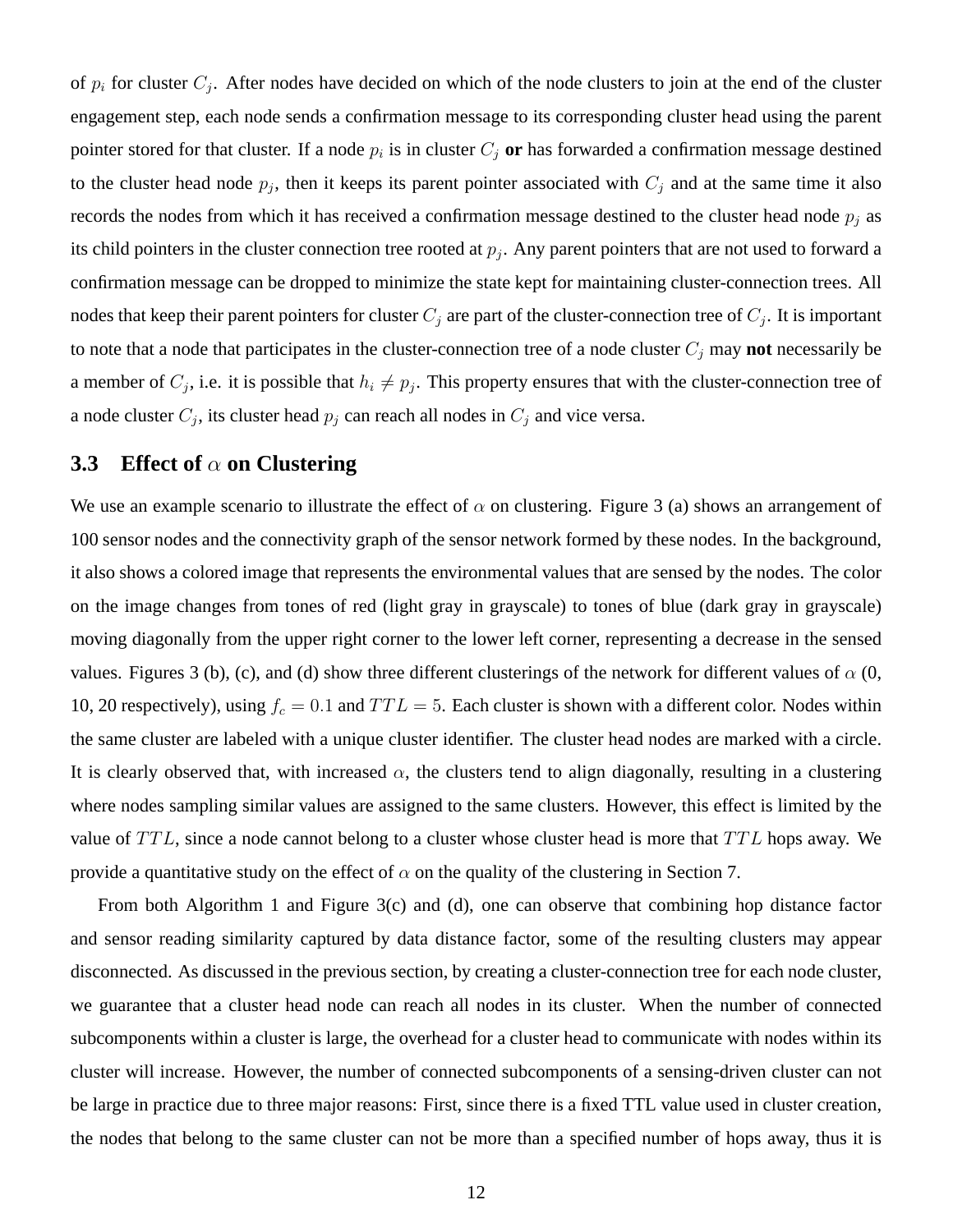of $p_i$ for cluster $C_j$. After nodes have decided on which of the node clusters to join at the end of the cluster engagement step, each node sends a confirmation message to its corresponding cluster head using the parent pointer stored for that cluster. If a node $p_i$ is in cluster $C_j$ **or** has forwarded a confirmation message destined to the cluster head node $p_j$, then it keeps its parent pointer associated with $C_j$ and at the same time it also records the nodes from which it has received a confirmation message destined to the cluster head node $p_j$ as its child pointers in the cluster connection tree rooted at $p_j$. Any parent pointers that are not used to forward a confirmation message can be dropped to minimize the state kept for maintaining cluster-connection trees. All nodes that keep their parent pointers for cluster $C_j$ are part of the cluster-connection tree of $C_j$. It is important to note that a node that participates in the cluster-connection tree of a node cluster $C_j$ may **not** necessarily be a member of $C_j$, i.e. it is possible that $h_i \neq p_j$. This property ensures that with the cluster-connection tree of a node cluster $C_j$, its cluster head $p_j$ can reach all nodes in $C_j$ and vice versa.

### 3.3 Effect of $\alpha$ on Clustering

We use an example scenario to illustrate the effect of $\alpha$ on clustering. Figure 3 (a) shows an arrangement of 100 sensor nodes and the connectivity graph of the sensor network formed by these nodes. In the background, it also shows a colored image that represents the environmental values that are sensed by the nodes. The color on the image changes from tones of red (light gray in grayscale) to tones of blue (dark gray in grayscale) moving diagonally from the upper right corner to the lower left corner, representing a decrease in the sensed values. Figures 3 (b), (c), and (d) show three different clusterings of the network for different values of $\alpha$ (0, 10, 20 respectively), using $f_c = 0.1$ and $TTL = 5$. Each cluster is shown with a different color. Nodes within the same cluster are labeled with a unique cluster identifier. The cluster head nodes are marked with a circle. It is clearly observed that, with increased $\alpha$, the clusters tend to align diagonally, resulting in a clustering where nodes sampling similar values are assigned to the same clusters. However, this effect is limited by the value of $TTL$, since a node cannot belong to a cluster whose cluster head is more that $TTL$ hops away. We provide a quantitative study on the effect of $\alpha$ on the quality of the clustering in Section 7.

From both Algorithm 1 and Figure 3(c) and (d), one can observe that combining hop distance factor and sensor reading similarity captured by data distance factor, some of the resulting clusters may appear disconnected. As discussed in the previous section, by creating a cluster-connection tree for each node cluster, we guarantee that a cluster head node can reach all nodes in its cluster. When the number of connected subcomponents within a cluster is large, the overhead for a cluster head to communicate with nodes within its cluster will increase. However, the number of connected subcomponents of a sensing-driven cluster can not be large in practice due to three major reasons: First, since there is a fixed TTL value used in cluster creation, the nodes that belong to the same cluster can not be more than a specified number of hops away, thus it is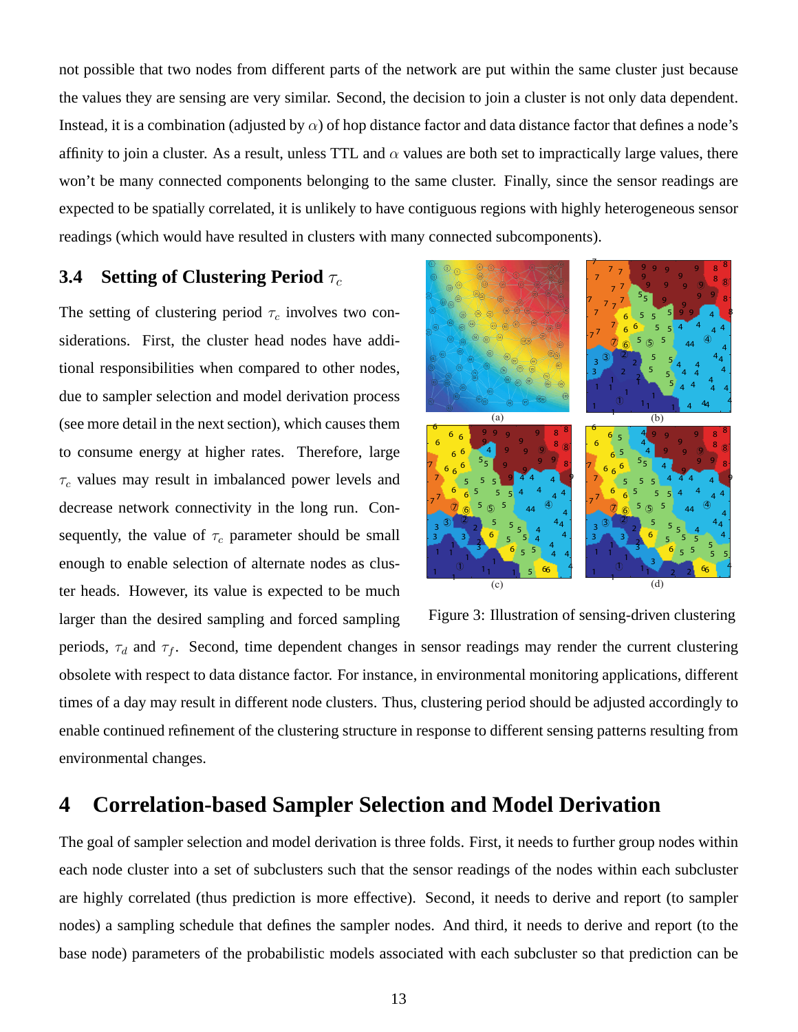not possible that two nodes from different parts of the network are put within the same cluster just because the values they are sensing are very similar. Second, the decision to join a cluster is not only data dependent. Instead, it is a combination (adjusted by $\alpha$) of hop distance factor and data distance factor that defines a node's affinity to join a cluster. As a result, unless TTL and $\alpha$ values are both set to impractically large values, there won't be many connected components belonging to the same cluster. Finally, since the sensor readings are expected to be spatially correlated, it is unlikely to have contiguous regions with highly heterogeneous sensor readings (which would have resulted in clusters with many connected subcomponents).

### 3.4 Setting of Clustering Period $\tau_c$

The setting of clustering period $\tau_c$ involves two considerations. First, the cluster head nodes have additional responsibilities when compared to other nodes, due to sampler selection and model derivation process (see more detail in the next section), which causes them to consume energy at higher rates. Therefore, large $\tau_c$ values may result in imbalanced power levels and decrease network connectivity in the long run. Consequently, the value of $\tau_c$ parameter should be small enough to enable selection of alternate nodes as cluster heads. However, its value is expected to be much larger than the desired sampling and forced sampling periods, $\tau_d$ and $\tau_f$. Second, time dependent changes in sensor readings may render the current clustering obsolete with respect to data distance factor. For instance, in environmental monitoring applications, different times of a day may result in different node clusters. Thus, clustering period should be adjusted accordingly to enable continued refinement of the clustering structure in response to different sensing patterns resulting from environmental changes.

Figure 3: Illustration of sensing-driven clustering

## 4 Correlation-based Sampler Selection and Model Derivation

The goal of sampler selection and model derivation is three folds. First, it needs to further group nodes within each node cluster into a set of subclusters such that the sensor readings of the nodes within each subcluster are highly correlated (thus prediction is more effective). Second, it needs to derive and report (to sampler nodes) a sampling schedule that defines the sampler nodes. And third, it needs to derive and report (to the base node) parameters of the probabilistic models associated with each subcluster so that prediction can be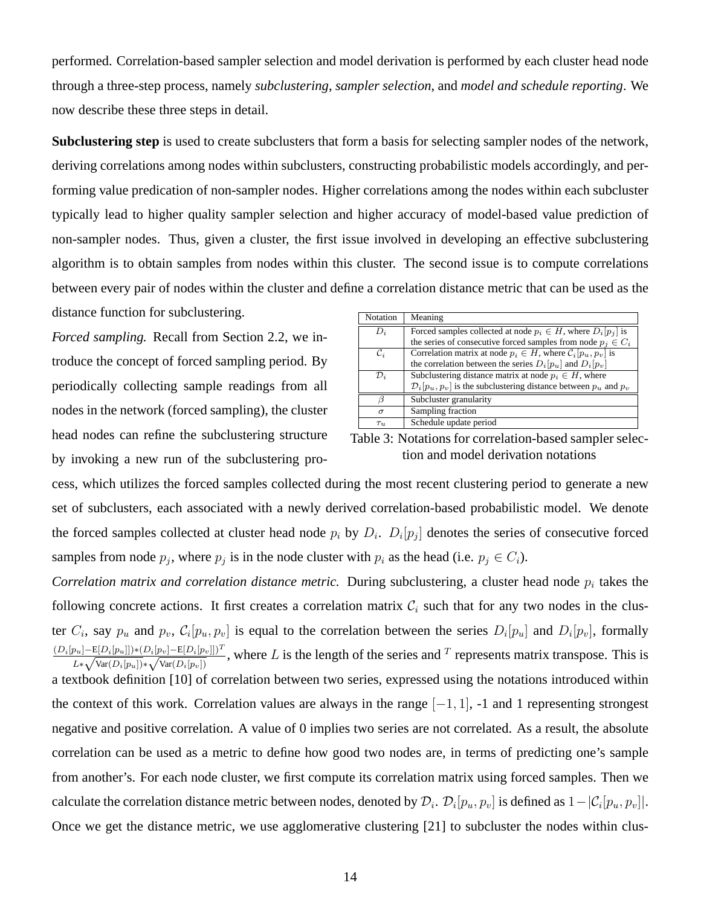performed. Correlation-based sampler selection and model derivation is performed by each cluster head node through a three-step process, namely *subclustering*, *sampler selection*, and *model and schedule reporting*. We now describe these three steps in detail.

**Subclustering step** is used to create subclusters that form a basis for selecting sampler nodes of the network, deriving correlations among nodes within subclusters, constructing probabilistic models accordingly, and performing value predication of non-sampler nodes. Higher correlations among the nodes within each subcluster typically lead to higher quality sampler selection and higher accuracy of model-based value prediction of non-sampler nodes. Thus, given a cluster, the first issue involved in developing an effective subclustering algorithm is to obtain samples from nodes within this cluster. The second issue is to compute correlations between every pair of nodes within the cluster and define a correlation distance metric that can be used as the distance function for subclustering.

| Notation | Meaning |
|---|---|
| $D_i$ | Forced samples collected at node $p_i \in H$, where $D_i[p_j]$ is the series of consecutive forced samples from node $p_j \in C_i$ |
| $\mathcal{C}_i$ | Correlation matrix at node $p_i \in H$, where $\mathcal{C}_i[p_u, p_v]$ is the correlation between the series $D_i[p_u]$ and $D_i[p_v]$ |
| $\mathcal{D}_i$ | Subclustering distance matrix at node $p_i \in H$, where $\mathcal{D}_i[p_u, p_v]$ is the subclustering distance between $p_u$ and $p_v$ |
| $\beta$ | Subcluster granularity |
| $\sigma$ | Sampling fraction |
| $\tau_u$ | Schedule update period |

Table 3: Notations for correlation-based sampler selection and model derivation notations

*Forced sampling.* Recall from Section 2.2, we introduce the concept of forced sampling period. By periodically collecting sample readings from all nodes in the network (forced sampling), the cluster head nodes can refine the subclustering structure by invoking a new run of the subclustering process, which utilizes the forced samples collected during the most recent clustering period to generate a new set of subclusters, each associated with a newly derived correlation-based probabilistic model. We denote the forced samples collected at cluster head node $p_i$ by $D_i$. $D_i[p_j]$ denotes the series of consecutive forced samples from node $p_j$, where $p_j$ is in the node cluster with $p_i$ as the head (i.e. $p_j \in C_i$).

*Correlation matrix and correlation distance metric.* During subclustering, a cluster head node $p_i$ takes the following concrete actions. It first creates a correlation matrix $\mathcal{C}_i$ such that for any two nodes in the cluster $C_i$, say $p_u$ and $p_v$, $\mathcal{C}_i[p_u, p_v]$ is equal to the correlation between the series $D_i[p_u]$ and $D_i[p_v]$, formally $\frac{(D_i[p_u]-\mathrm{E}[D_i[p_u]])*(D_i[p_v]-\mathrm{E}[D_i[p_v]])^T}{L*\sqrt{\mathrm{Var}(D_i[p_u])}*\sqrt{\mathrm{Var}(D_i[p_v])}}$, where $L$ is the length of the series and $^T$ represents matrix transpose. This is a textbook definition [10] of correlation between two series, expressed using the notations introduced within the context of this work. Correlation values are always in the range $[-1, 1]$, -1 and 1 representing strongest negative and positive correlation. A value of 0 implies two series are not correlated. As a result, the absolute correlation can be used as a metric to define how good two nodes are, in terms of predicting one's sample from another's. For each node cluster, we first compute its correlation matrix using forced samples. Then we calculate the correlation distance metric between nodes, denoted by $\mathcal{D}_i$. $\mathcal{D}_i[p_u, p_v]$ is defined as $1-|\mathcal{C}_i[p_u, p_v]|$. Once we get the distance metric, we use agglomerative clustering [21] to subcluster the nodes within clus-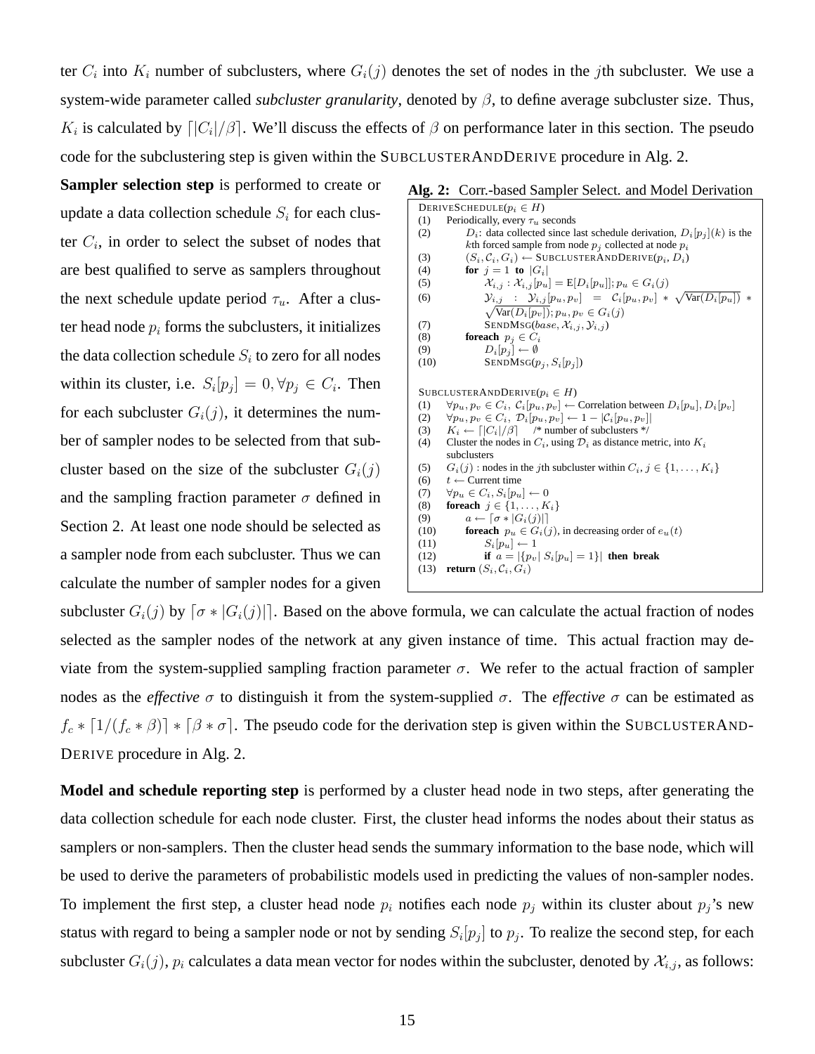ter $C_i$ into $K_i$ number of subclusters, where $G_i(j)$ denotes the set of nodes in the $j$th subcluster. We use a system-wide parameter called *subcluster granularity*, denoted by $\beta$, to define average subcluster size. Thus, $K_i$ is calculated by $\lceil |C_i|/\beta \rceil$. We'll discuss the effects of $\beta$ on performance later in this section. The pseudo code for the subclustering step is given within the SUBCLUSTERANDDERIVE procedure in Alg. 2.

**Sampler selection step** is performed to create or update a data collection schedule $S_i$ for each cluster $C_i$, in order to select the subset of nodes that are best qualified to serve as samplers throughout the next schedule update period $\tau_u$. After a cluster head node $p_i$ forms the subclusters, it initializes the data collection schedule $S_i$ to zero for all nodes within its cluster, i.e. $S_i[p_j] = 0, \forall p_j \in C_i$. Then for each subcluster $G_i(j)$, it determines the number of sampler nodes to be selected from that subcluster based on the size of the subcluster $G_i(j)$ and the sampling fraction parameter $\sigma$ defined in Section 2. At least one node should be selected as a sampler node from each subcluster. Thus we can calculate the number of sampler nodes for a given subcluster $G_i(j)$ by $\lceil \sigma * |G_i(j)| \rceil$. Based on the above formula, we can calculate the actual fraction of nodes selected as the sampler nodes of the network at any given instance of time. This actual fraction may deviate from the system-supplied sampling fraction parameter $\sigma$. We refer to the actual fraction of sampler nodes as the *effective* $\sigma$ to distinguish it from the system-supplied $\sigma$. The *effective* $\sigma$ can be estimated as $f_c * \lceil 1/(f_c * \beta) \rceil * \lceil \beta * \sigma \rceil$. The pseudo code for the derivation step is given within the SUBCLUSTERAND-DERIVE procedure in Alg. 2.

**Alg. 2:** Corr.-based Sampler Select. and Model Derivation

```
DERIVESCHEDULE(p_i ∈ H)
(1)  Periodically, every τ_u seconds
(2)      D_i: data collected since last schedule derivation, D_i[p_j](k) is the
         kth forced sample from node p_j collected at node p_i
(3)      (S_i, C_i, G_i) ← SUBCLUSTERANDDERIVE(p_i, D_i)
(4)      for j = 1 to |G_i|
(5)          X_{i,j} : X_{i,j}[p_u] = E[D_i[p_u]]; p_u ∈ G_i(j)
(6)          Y_{i,j} : Y_{i,j}[p_u, p_v] = C_i[p_u, p_v] * sqrt(Var(D_i[p_u])) *
             sqrt(Var(D_i[p_v])); p_u, p_v ∈ G_i(j)
(7)          SENDMSG(base, X_{i,j}, Y_{i,j})
(8)      foreach p_j ∈ C_i
(9)          D_i[p_j] ← ∅
(10)         SENDMSG(p_j, S_i[p_j])

SUBCLUSTERANDDERIVE(p_i ∈ H)
(1)  ∀p_u, p_v ∈ C_i, C_i[p_u, p_v] ← Correlation between D_i[p_u], D_i[p_v]
(2)  ∀p_u, p_v ∈ C_i, D_i[p_u, p_v] ← 1 − |C_i[p_u, p_v]|
(3)  K_i ← ⌈|C_i|/β⌉    /* number of subclusters */
(4)  Cluster the nodes in C_i, using D_i as distance metric, into K_i
     subclusters
(5)  G_i(j) : nodes in the jth subcluster within C_i, j ∈ {1, ..., K_i}
(6)  t ← Current time
(7)  ∀p_u ∈ C_i, S_i[p_u] ← 0
(8)  foreach j ∈ {1, ..., K_i}
(9)      a ← ⌈σ * |G_i(j)|⌉
(10)     foreach p_u ∈ G_i(j), in decreasing order of e_u(t)
(11)         S_i[p_u] ← 1
(12)         if a = |{p_v | S_i[p_u] = 1}| then break
(13) return (S_i, C_i, G_i)
```

**Model and schedule reporting step** is performed by a cluster head node in two steps, after generating the data collection schedule for each node cluster. First, the cluster head informs the nodes about their status as samplers or non-samplers. Then the cluster head sends the summary information to the base node, which will be used to derive the parameters of probabilistic models used in predicting the values of non-sampler nodes. To implement the first step, a cluster head node $p_i$ notifies each node $p_j$ within its cluster about $p_j$'s new status with regard to being a sampler node or not by sending $S_i[p_j]$ to $p_j$. To realize the second step, for each subcluster $G_i(j)$, $p_i$ calculates a data mean vector for nodes within the subcluster, denoted by $\mathcal{X}_{i,j}$, as follows: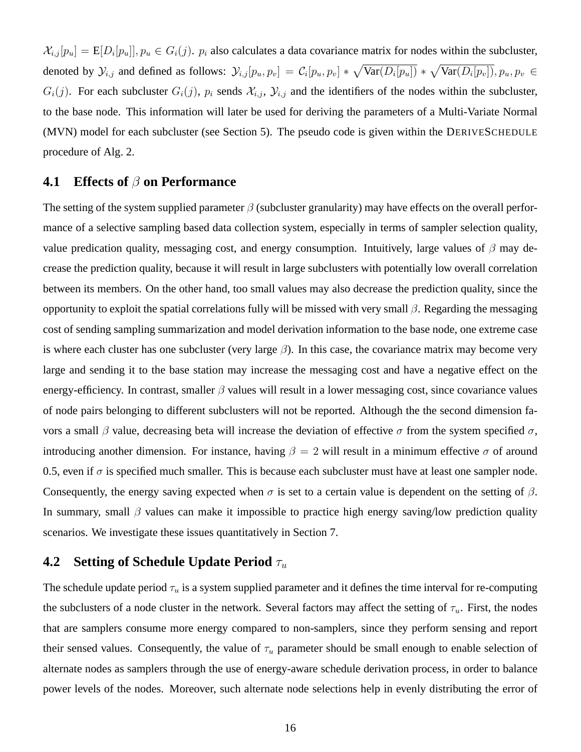$\mathcal{X}_{i,j}[p_u] = \text{E}[D_i[p_u]], p_u \in G_i(j)$. $p_i$ also calculates a data covariance matrix for nodes within the subcluster, denoted by $\mathcal{Y}_{i,j}$ and defined as follows: $\mathcal{Y}_{i,j}[p_u, p_v] = \mathcal{C}_i[p_u, p_v] * \sqrt{\text{Var}(D_i[p_u])} * \sqrt{\text{Var}(D_i[p_v])}, p_u, p_v \in G_i(j)$. For each subcluster $G_i(j)$, $p_i$ sends $\mathcal{X}_{i,j}$, $\mathcal{Y}_{i,j}$ and the identifiers of the nodes within the subcluster, to the base node. This information will later be used for deriving the parameters of a Multi-Variate Normal (MVN) model for each subcluster (see Section 5). The pseudo code is given within the DERIVESCHEDULE procedure of Alg. 2.

## 4.1 Effects of $\beta$ on Performance

The setting of the system supplied parameter $\beta$ (subcluster granularity) may have effects on the overall performance of a selective sampling based data collection system, especially in terms of sampler selection quality, value predication quality, messaging cost, and energy consumption. Intuitively, large values of $\beta$ may decrease the prediction quality, because it will result in large subclusters with potentially low overall correlation between its members. On the other hand, too small values may also decrease the prediction quality, since the opportunity to exploit the spatial correlations fully will be missed with very small $\beta$. Regarding the messaging cost of sending sampling summarization and model derivation information to the base node, one extreme case is where each cluster has one subcluster (very large $\beta$). In this case, the covariance matrix may become very large and sending it to the base station may increase the messaging cost and have a negative effect on the energy-efficiency. In contrast, smaller $\beta$ values will result in a lower messaging cost, since covariance values of node pairs belonging to different subclusters will not be reported. Although the the second dimension favors a small $\beta$ value, decreasing beta will increase the deviation of effective $\sigma$ from the system specified $\sigma$, introducing another dimension. For instance, having $\beta = 2$ will result in a minimum effective $\sigma$ of around 0.5, even if $\sigma$ is specified much smaller. This is because each subcluster must have at least one sampler node. Consequently, the energy saving expected when $\sigma$ is set to a certain value is dependent on the setting of $\beta$. In summary, small $\beta$ values can make it impossible to practice high energy saving/low prediction quality scenarios. We investigate these issues quantitatively in Section 7.

## 4.2 Setting of Schedule Update Period $\tau_u$

The schedule update period $\tau_u$ is a system supplied parameter and it defines the time interval for re-computing the subclusters of a node cluster in the network. Several factors may affect the setting of $\tau_u$. First, the nodes that are samplers consume more energy compared to non-samplers, since they perform sensing and report their sensed values. Consequently, the value of $\tau_u$ parameter should be small enough to enable selection of alternate nodes as samplers through the use of energy-aware schedule derivation process, in order to balance power levels of the nodes. Moreover, such alternate node selections help in evenly distributing the error of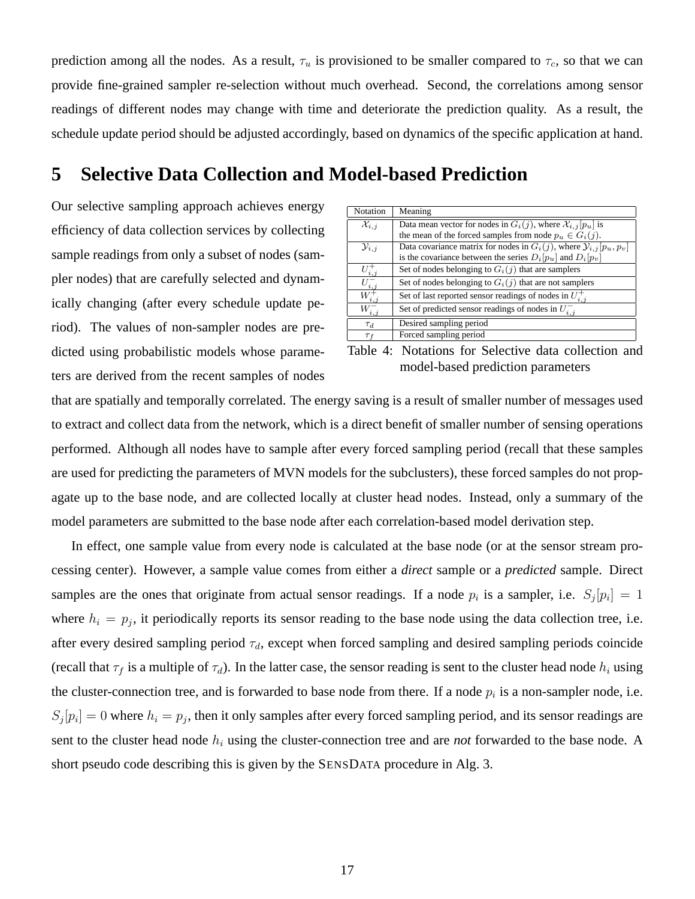prediction among all the nodes. As a result, $\tau_u$ is provisioned to be smaller compared to $\tau_c$, so that we can provide fine-grained sampler re-selection without much overhead. Second, the correlations among sensor readings of different nodes may change with time and deteriorate the prediction quality. As a result, the schedule update period should be adjusted accordingly, based on dynamics of the specific application at hand.

# 5 Selective Data Collection and Model-based Prediction

Our selective sampling approach achieves energy efficiency of data collection services by collecting sample readings from only a subset of nodes (sampler nodes) that are carefully selected and dynamically changing (after every schedule update period). The values of non-sampler nodes are predicted using probabilistic models whose parameters are derived from the recent samples of nodes that are spatially and temporally correlated. The energy saving is a result of smaller number of messages used to extract and collect data from the network, which is a direct benefit of smaller number of sensing operations performed. Although all nodes have to sample after every forced sampling period (recall that these samples are used for predicting the parameters of MVN models for the subclusters), these forced samples do not propagate up to the base node, and are collected locally at cluster head nodes. Instead, only a summary of the model parameters are submitted to the base node after each correlation-based model derivation step.

| Notation | Meaning |
|---|---|
| $\mathcal{X}_{i,j}$ | Data mean vector for nodes in $G_i(j)$, where $\mathcal{X}_{i,j}[p_u]$ is the mean of the forced samples from node $p_u \in G_i(j)$. |
| $\mathcal{Y}_{i,j}$ | Data covariance matrix for nodes in $G_i(j)$, where $\mathcal{Y}_{i,j}[p_u, p_v]$ is the covariance between the series $D_i[p_u]$ and $D_i[p_v]$ |
| $U^+_{i,j}$ | Set of nodes belonging to $G_i(j)$ that are samplers |
| $U^-_{i,j}$ | Set of nodes belonging to $G_i(j)$ that are not samplers |
| $W^+_{i,j}$ | Set of last reported sensor readings of nodes in $U^+_{i,j}$ |
| $W^-_{i,j}$ | Set of predicted sensor readings of nodes in $U^-_{i,j}$ |
| $\tau_d$ | Desired sampling period |
| $\tau_f$ | Forced sampling period |

Table 4: Notations for Selective data collection and model-based prediction parameters

In effect, one sample value from every node is calculated at the base node (or at the sensor stream processing center). However, a sample value comes from either a *direct* sample or a *predicted* sample. Direct samples are the ones that originate from actual sensor readings. If a node $p_i$ is a sampler, i.e. $S_j[p_i] = 1$ where $h_i = p_j$, it periodically reports its sensor reading to the base node using the data collection tree, i.e. after every desired sampling period $\tau_d$, except when forced sampling and desired sampling periods coincide (recall that $\tau_f$ is a multiple of $\tau_d$). In the latter case, the sensor reading is sent to the cluster head node $h_i$ using the cluster-connection tree, and is forwarded to base node from there. If a node $p_i$ is a non-sampler node, i.e. $S_j[p_i] = 0$ where $h_i = p_j$, then it only samples after every forced sampling period, and its sensor readings are sent to the cluster head node $h_i$ using the cluster-connection tree and are *not* forwarded to the base node. A short pseudo code describing this is given by the SENSDATA procedure in Alg. 3.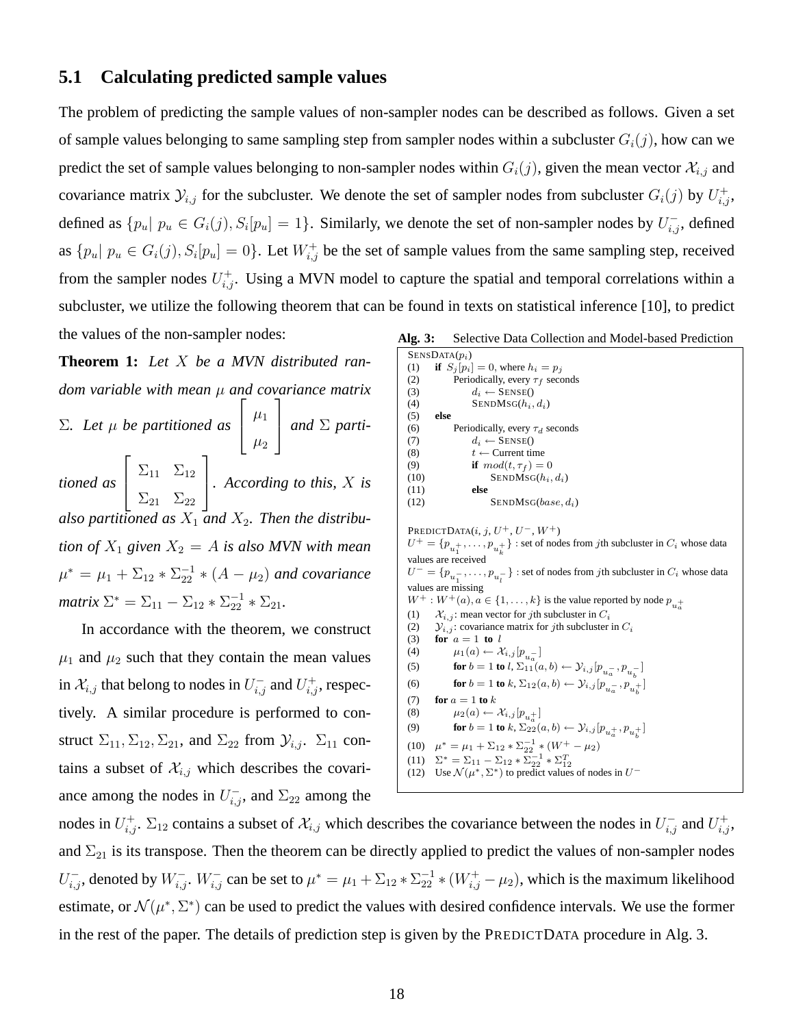## 5.1 Calculating predicted sample values

The problem of predicting the sample values of non-sampler nodes can be described as follows. Given a set of sample values belonging to same sampling step from sampler nodes within a subcluster $G_i(j)$, how can we predict the set of sample values belonging to non-sampler nodes within $G_i(j)$, given the mean vector $\mathcal{X}_{i,j}$ and covariance matrix $\mathcal{Y}_{i,j}$ for the subcluster. We denote the set of sampler nodes from subcluster $G_i(j)$ by $U^+_{i,j}$, defined as $\{p_u| \; p_u \in G_i(j), S_i[p_u] = 1\}$. Similarly, we denote the set of non-sampler nodes by $U^-_{i,j}$, defined as $\{p_u| \; p_u \in G_i(j), S_i[p_u] = 0\}$. Let $W^+_{i,j}$ be the set of sample values from the same sampling step, received from the sampler nodes $U^+_{i,j}$. Using a MVN model to capture the spatial and temporal correlations within a subcluster, we utilize the following theorem that can be found in texts on statistical inference [10], to predict the values of the non-sampler nodes:

**Theorem 1:** *Let $X$ be a MVN distributed random variable with mean $\mu$ and covariance matrix $\Sigma$. Let $\mu$ be partitioned as $\begin{bmatrix} \mu_1 \\ \mu_2 \end{bmatrix}$ and $\Sigma$ partitioned as $\begin{bmatrix} \Sigma_{11} & \Sigma_{12} \\ \Sigma_{21} & \Sigma_{22} \end{bmatrix}$. According to this, $X$ is also partitioned as $X_1$ and $X_2$. Then the distribution of $X_1$ given $X_2 = A$ is also MVN with mean $\mu^* = \mu_1 + \Sigma_{12} * \Sigma_{22}^{-1} * (A - \mu_2)$ and covariance matrix $\Sigma^* = \Sigma_{11} - \Sigma_{12} * \Sigma_{22}^{-1} * \Sigma_{21}$.*

In accordance with the theorem, we construct $\mu_1$ and $\mu_2$ such that they contain the mean values in $\mathcal{X}_{i,j}$ that belong to nodes in $U^-_{i,j}$ and $U^+_{i,j}$, respectively. A similar procedure is performed to construct $\Sigma_{11}, \Sigma_{12}, \Sigma_{21}$, and $\Sigma_{22}$ from $\mathcal{Y}_{i,j}$. $\Sigma_{11}$ contains a subset of $\mathcal{X}_{i,j}$ which describes the covariance among the nodes in $U^-_{i,j}$, and $\Sigma_{22}$ among the nodes in $U^+_{i,j}$. $\Sigma_{12}$ contains a subset of $\mathcal{X}_{i,j}$ which describes the covariance between the nodes in $U^-_{i,j}$ and $U^+_{i,j}$, and $\Sigma_{21}$ is its transpose. Then the theorem can be directly applied to predict the values of non-sampler nodes $U^-_{i,j}$, denoted by $W^-_{i,j}$. $W^-_{i,j}$ can be set to $\mu^* = \mu_1 + \Sigma_{12} * \Sigma_{22}^{-1} * (W^+_{i,j} - \mu_2)$, which is the maximum likelihood estimate, or $\mathcal{N}(\mu^*, \Sigma^*)$ can be used to predict the values with desired confidence intervals. We use the former in the rest of the paper. The details of prediction step is given by the PREDICTDATA procedure in Alg. 3.

**Alg. 3:** Selective Data Collection and Model-based Prediction

```
SENSDATA(p_i)
(1)  if S_j[p_i] = 0, where h_i = p_j
(2)      Periodically, every τ_f seconds
(3)          d_i ← SENSE()
(4)          SENDMSG(h_i, d_i)
(5)  else
(6)      Periodically, every τ_d seconds
(7)          d_i ← SENSE()
(8)          t ← Current time
(9)          if mod(t, τ_f) = 0
(10)             SENDMSG(h_i, d_i)
(11)         else
(12)             SENDMSG(base, d_i)

PREDICTDATA(i, j, U+, U−, W+)
U+ = {p_{u+_1}, ..., p_{u+_k}} : set of nodes from jth subcluster in C_i whose data values are received
U− = {p_{u−_1}, ..., p_{u−_l}} : set of nodes from jth subcluster in C_i whose data values are missing
W+ : W+(a), a ∈ {1, ..., k} is the value reported by node p_{u+_a}
(1)  X_{i,j}: mean vector for jth subcluster in C_i
(2)  Y_{i,j}: covariance matrix for jth subcluster in C_i
(3)  for a = 1 to l
(4)      μ1(a) ← X_{i,j}[p_{u−_a}]
(5)      for b = 1 to l, Σ11(a,b) ← Y_{i,j}[p_{u−_a}, p_{u−_b}]
(6)      for b = 1 to k, Σ12(a,b) ← Y_{i,j}[p_{u−_a}, p_{u+_b}]
(7)  for a = 1 to k
(8)      μ2(a) ← X_{i,j}[p_{u+_a}]
(9)      for b = 1 to k, Σ22(a,b) ← Y_{i,j}[p_{u+_a}, p_{u+_b}]
(10) μ* = μ1 + Σ12 * Σ22^{-1} * (W+ − μ2)
(11) Σ* = Σ11 − Σ12 * Σ22^{-1} * Σ12^T
(12) Use N(μ*, Σ*) to predict values of nodes in U−
```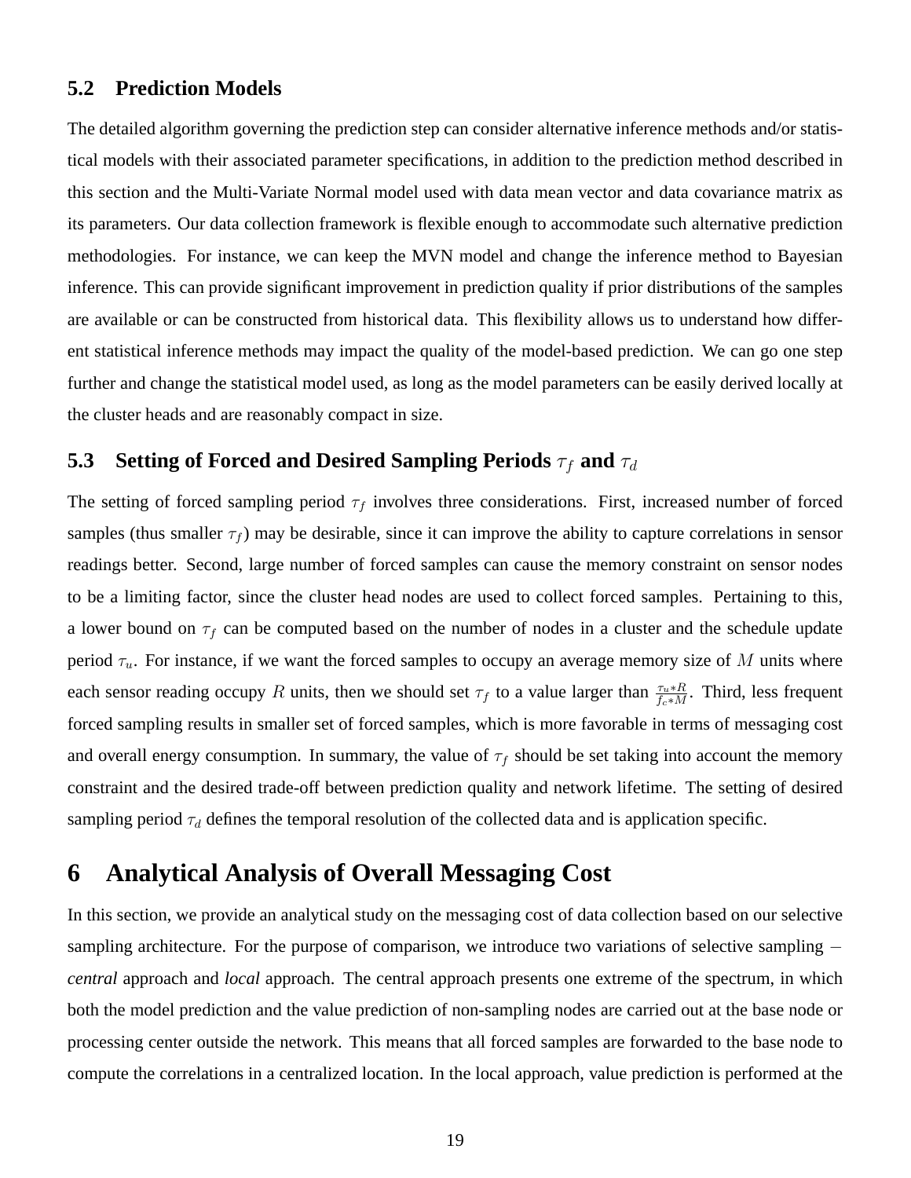### 5.2 Prediction Models

The detailed algorithm governing the prediction step can consider alternative inference methods and/or statistical models with their associated parameter specifications, in addition to the prediction method described in this section and the Multi-Variate Normal model used with data mean vector and data covariance matrix as its parameters. Our data collection framework is flexible enough to accommodate such alternative prediction methodologies. For instance, we can keep the MVN model and change the inference method to Bayesian inference. This can provide significant improvement in prediction quality if prior distributions of the samples are available or can be constructed from historical data. This flexibility allows us to understand how different statistical inference methods may impact the quality of the model-based prediction. We can go one step further and change the statistical model used, as long as the model parameters can be easily derived locally at the cluster heads and are reasonably compact in size.

### 5.3 Setting of Forced and Desired Sampling Periods $\tau_f$ and $\tau_d$

The setting of forced sampling period $\tau_f$ involves three considerations. First, increased number of forced samples (thus smaller $\tau_f$) may be desirable, since it can improve the ability to capture correlations in sensor readings better. Second, large number of forced samples can cause the memory constraint on sensor nodes to be a limiting factor, since the cluster head nodes are used to collect forced samples. Pertaining to this, a lower bound on $\tau_f$ can be computed based on the number of nodes in a cluster and the schedule update period $\tau_u$. For instance, if we want the forced samples to occupy an average memory size of $M$ units where each sensor reading occupy $R$ units, then we should set $\tau_f$ to a value larger than $\frac{\tau_u * R}{f_c * M}$. Third, less frequent forced sampling results in smaller set of forced samples, which is more favorable in terms of messaging cost and overall energy consumption. In summary, the value of $\tau_f$ should be set taking into account the memory constraint and the desired trade-off between prediction quality and network lifetime. The setting of desired sampling period $\tau_d$ defines the temporal resolution of the collected data and is application specific.

## 6 Analytical Analysis of Overall Messaging Cost

In this section, we provide an analytical study on the messaging cost of data collection based on our selective sampling architecture. For the purpose of comparison, we introduce two variations of selective sampling – *central* approach and *local* approach. The central approach presents one extreme of the spectrum, in which both the model prediction and the value prediction of non-sampling nodes are carried out at the base node or processing center outside the network. This means that all forced samples are forwarded to the base node to compute the correlations in a centralized location. In the local approach, value prediction is performed at the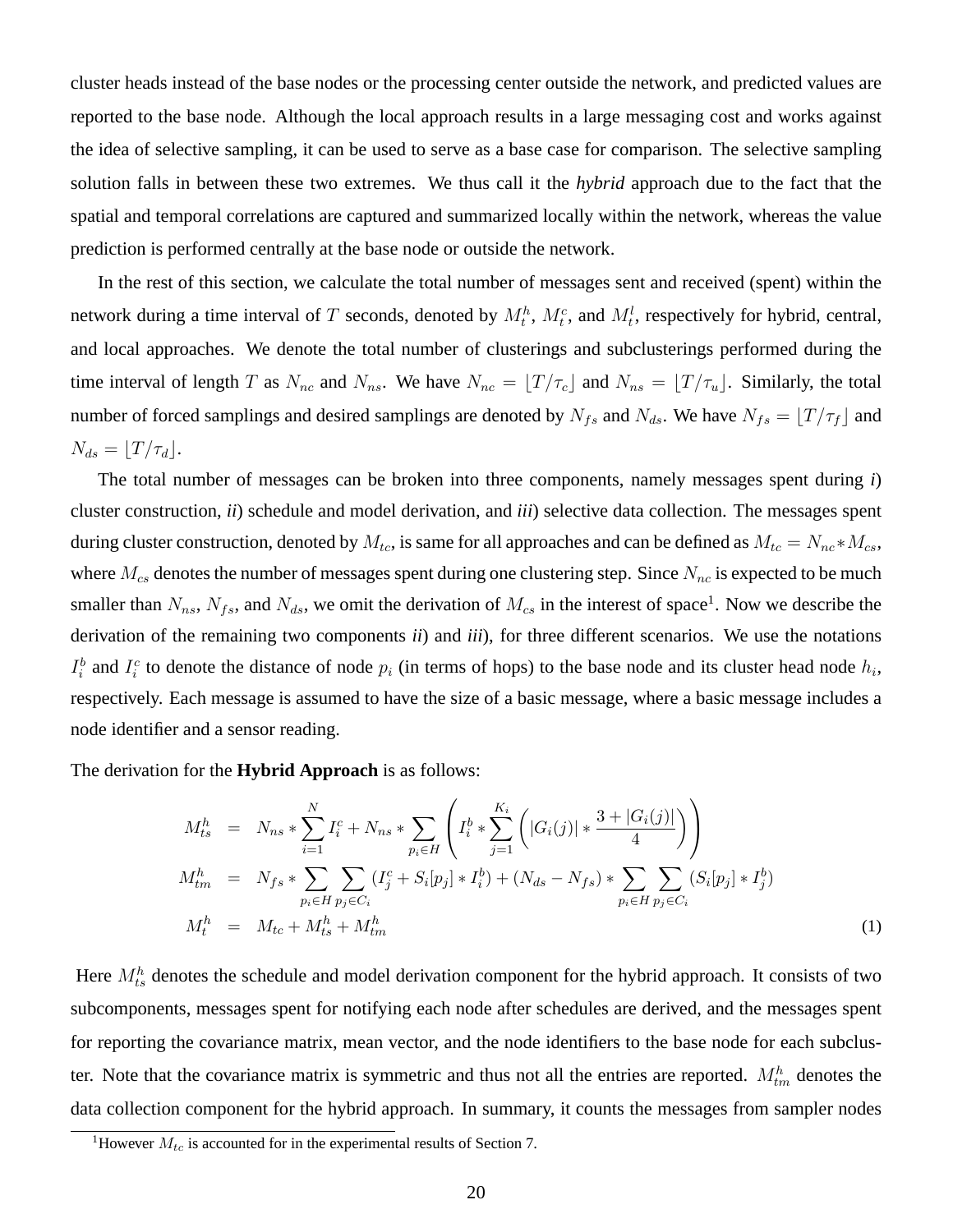cluster heads instead of the base nodes or the processing center outside the network, and predicted values are reported to the base node. Although the local approach results in a large messaging cost and works against the idea of selective sampling, it can be used to serve as a base case for comparison. The selective sampling solution falls in between these two extremes. We thus call it the *hybrid* approach due to the fact that the spatial and temporal correlations are captured and summarized locally within the network, whereas the value prediction is performed centrally at the base node or outside the network.

In the rest of this section, we calculate the total number of messages sent and received (spent) within the network during a time interval of $T$ seconds, denoted by $M^h_t$, $M^c_t$, and $M^l_t$, respectively for hybrid, central, and local approaches. We denote the total number of clusterings and subclusterings performed during the time interval of length $T$ as $N_{nc}$ and $N_{ns}$. We have $N_{nc} = \lfloor T/\tau_c \rfloor$ and $N_{ns} = \lfloor T/\tau_u \rfloor$. Similarly, the total number of forced samplings and desired samplings are denoted by $N_{fs}$ and $N_{ds}$. We have $N_{fs} = \lfloor T/\tau_f \rfloor$ and $N_{ds} = \lfloor T/\tau_d \rfloor$.

The total number of messages can be broken into three components, namely messages spent during *i*) cluster construction, *ii*) schedule and model derivation, and *iii*) selective data collection. The messages spent during cluster construction, denoted by $M_{tc}$, is same for all approaches and can be defined as $M_{tc} = N_{nc} * M_{cs}$, where $M_{cs}$ denotes the number of messages spent during one clustering step. Since $N_{nc}$ is expected to be much smaller than $N_{ns}$, $N_{fs}$, and $N_{ds}$, we omit the derivation of $M_{cs}$ in the interest of space[1]. Now we describe the derivation of the remaining two components *ii*) and *iii*), for three different scenarios. We use the notations $I^b_i$ and $I^c_i$ to denote the distance of node $p_i$ (in terms of hops) to the base node and its cluster head node $h_i$, respectively. Each message is assumed to have the size of a basic message, where a basic message includes a node identifier and a sensor reading.

The derivation for the **Hybrid Approach** is as follows:

$$
\begin{aligned}
M^h_{ts} &= N_{ns} * \sum_{i=1}^{N} I^c_i + N_{ns} * \sum_{p_i \in H} \left( I^b_i * \sum_{j=1}^{K_i} \left( |G_i(j)| * \frac{3 + |G_i(j)|}{4} \right) \right) \\
M^h_{tm} &= N_{fs} * \sum_{p_i \in H} \sum_{p_j \in C_i} (I^c_j + S_i[p_j] * I^b_i) + (N_{ds} - N_{fs}) * \sum_{p_i \in H} \sum_{p_j \in C_i} (S_i[p_j] * I^b_j) \\
M^h_t &= M_{tc} + M^h_{ts} + M^h_{tm}
\end{aligned}
\tag{1}
$$

Here $M^h_{ts}$ denotes the schedule and model derivation component for the hybrid approach. It consists of two subcomponents, messages spent for notifying each node after schedules are derived, and the messages spent for reporting the covariance matrix, mean vector, and the node identifiers to the base node for each subcluster. Note that the covariance matrix is symmetric and thus not all the entries are reported. $M^h_{tm}$ denotes the data collection component for the hybrid approach. In summary, it counts the messages from sampler nodes

[1] However $M_{tc}$ is accounted for in the experimental results of Section 7.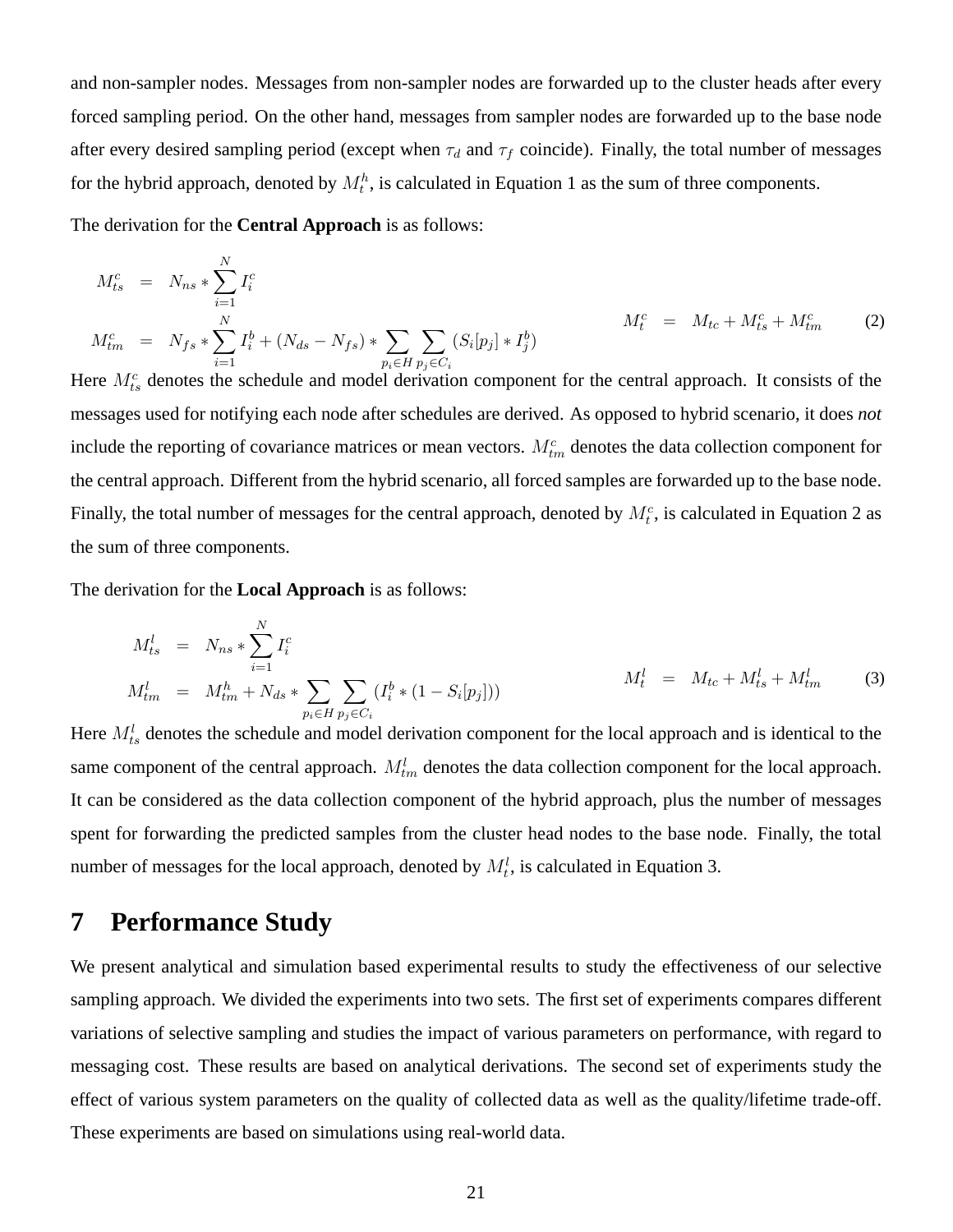and non-sampler nodes. Messages from non-sampler nodes are forwarded up to the cluster heads after every forced sampling period. On the other hand, messages from sampler nodes are forwarded up to the base node after every desired sampling period (except when $\tau_d$ and $\tau_f$ coincide). Finally, the total number of messages for the hybrid approach, denoted by $M_t^h$, is calculated in Equation 1 as the sum of three components.

The derivation for the **Central Approach** is as follows:

$$
\begin{aligned}
M_{ts}^c &= N_{ns} * \sum_{i=1}^{N} I_i^c \\
M_{tm}^c &= N_{fs} * \sum_{i=1}^{N} I_i^b + (N_{ds} - N_{fs}) * \sum_{p_i \in H} \sum_{p_j \in C_i} (S_i[p_j] * I_j^b)
\end{aligned}
\qquad M_t^c = M_{tc} + M_{ts}^c + M_{tm}^c \tag{2}
$$

Here $M_{ts}^c$ denotes the schedule and model derivation component for the central approach. It consists of the messages used for notifying each node after schedules are derived. As opposed to hybrid scenario, it does *not* include the reporting of covariance matrices or mean vectors. $M_{tm}^c$ denotes the data collection component for the central approach. Different from the hybrid scenario, all forced samples are forwarded up to the base node. Finally, the total number of messages for the central approach, denoted by $M_t^c$, is calculated in Equation 2 as the sum of three components.

The derivation for the **Local Approach** is as follows:

$$
\begin{aligned}
M_{ts}^l &= N_{ns} * \sum_{i=1}^{N} I_i^c \\
M_{tm}^l &= M_{tm}^h + N_{ds} * \sum_{p_i \in H} \sum_{p_j \in C_i} (I_i^b * (1 - S_i[p_j]))
\end{aligned}
\qquad M_t^l = M_{tc} + M_{ts}^l + M_{tm}^l \tag{3}
$$

Here $M_{ts}^l$ denotes the schedule and model derivation component for the local approach and is identical to the same component of the central approach. $M_{tm}^l$ denotes the data collection component for the local approach. It can be considered as the data collection component of the hybrid approach, plus the number of messages spent for forwarding the predicted samples from the cluster head nodes to the base node. Finally, the total number of messages for the local approach, denoted by $M_t^l$, is calculated in Equation 3.

# 7 Performance Study

We present analytical and simulation based experimental results to study the effectiveness of our selective sampling approach. We divided the experiments into two sets. The first set of experiments compares different variations of selective sampling and studies the impact of various parameters on performance, with regard to messaging cost. These results are based on analytical derivations. The second set of experiments study the effect of various system parameters on the quality of collected data as well as the quality/lifetime trade-off. These experiments are based on simulations using real-world data.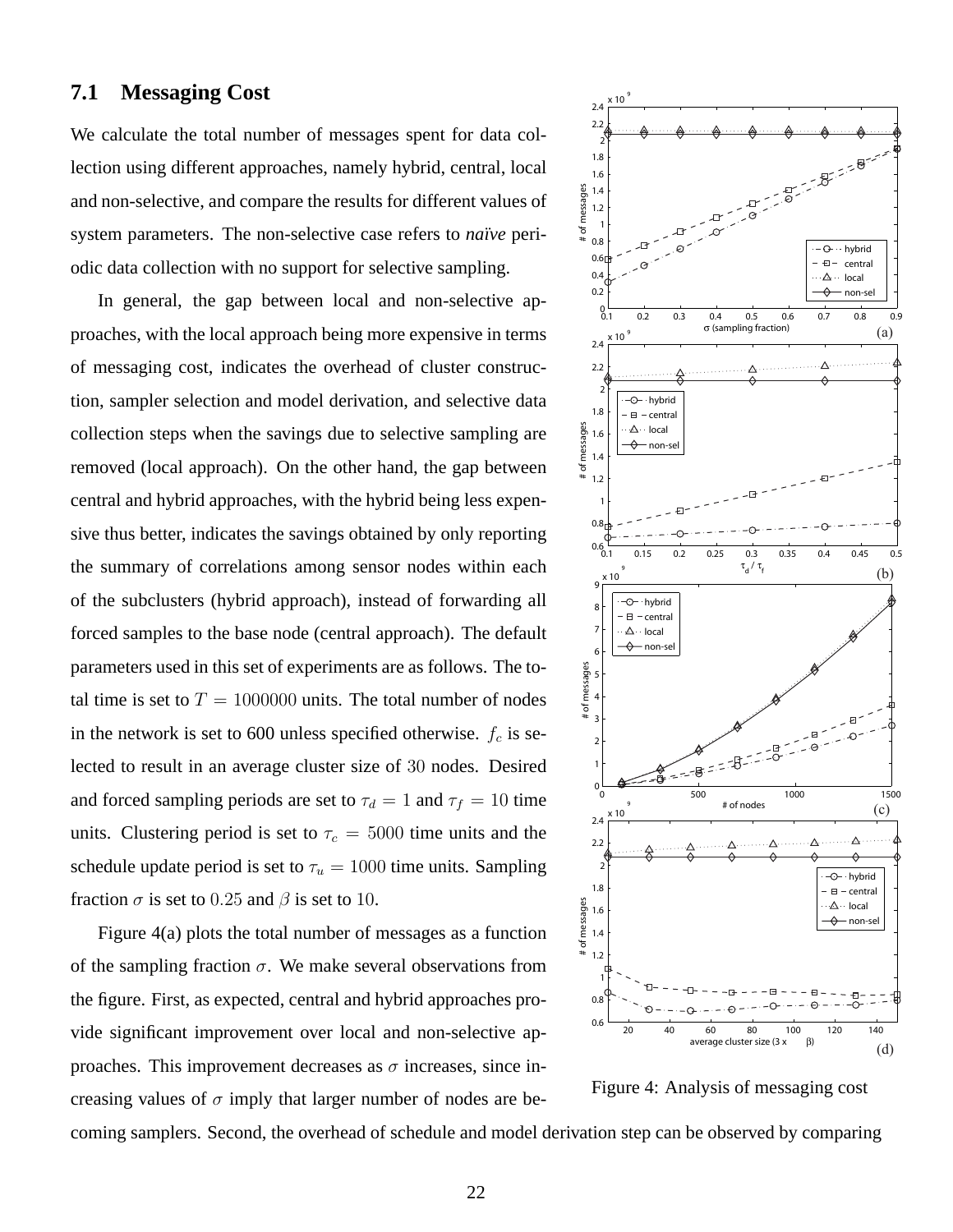### 7.1 Messaging Cost

We calculate the total number of messages spent for data collection using different approaches, namely hybrid, central, local and non-selective, and compare the results for different values of system parameters. The non-selective case refers to *naïve* periodic data collection with no support for selective sampling.

In general, the gap between local and non-selective approaches, with the local approach being more expensive in terms of messaging cost, indicates the overhead of cluster construction, sampler selection and model derivation, and selective data collection steps when the savings due to selective sampling are removed (local approach). On the other hand, the gap between central and hybrid approaches, with the hybrid being less expensive thus better, indicates the savings obtained by only reporting the summary of correlations among sensor nodes within each of the subclusters (hybrid approach), instead of forwarding all forced samples to the base node (central approach). The default parameters used in this set of experiments are as follows. The total time is set to $T = 1000000$ units. The total number of nodes in the network is set to 600 unless specified otherwise. $f_c$ is selected to result in an average cluster size of 30 nodes. Desired and forced sampling periods are set to $\tau_d = 1$ and $\tau_f = 10$ time units. Clustering period is set to $\tau_c = 5000$ time units and the schedule update period is set to $\tau_u = 1000$ time units. Sampling fraction $\sigma$ is set to 0.25 and $\beta$ is set to 10.

Figure 4: Analysis of messaging cost

Figure 4(a) plots the total number of messages as a function of the sampling fraction $\sigma$. We make several observations from the figure. First, as expected, central and hybrid approaches provide significant improvement over local and non-selective approaches. This improvement decreases as $\sigma$ increases, since increasing values of $\sigma$ imply that larger number of nodes are becoming samplers. Second, the overhead of schedule and model derivation step can be observed by comparing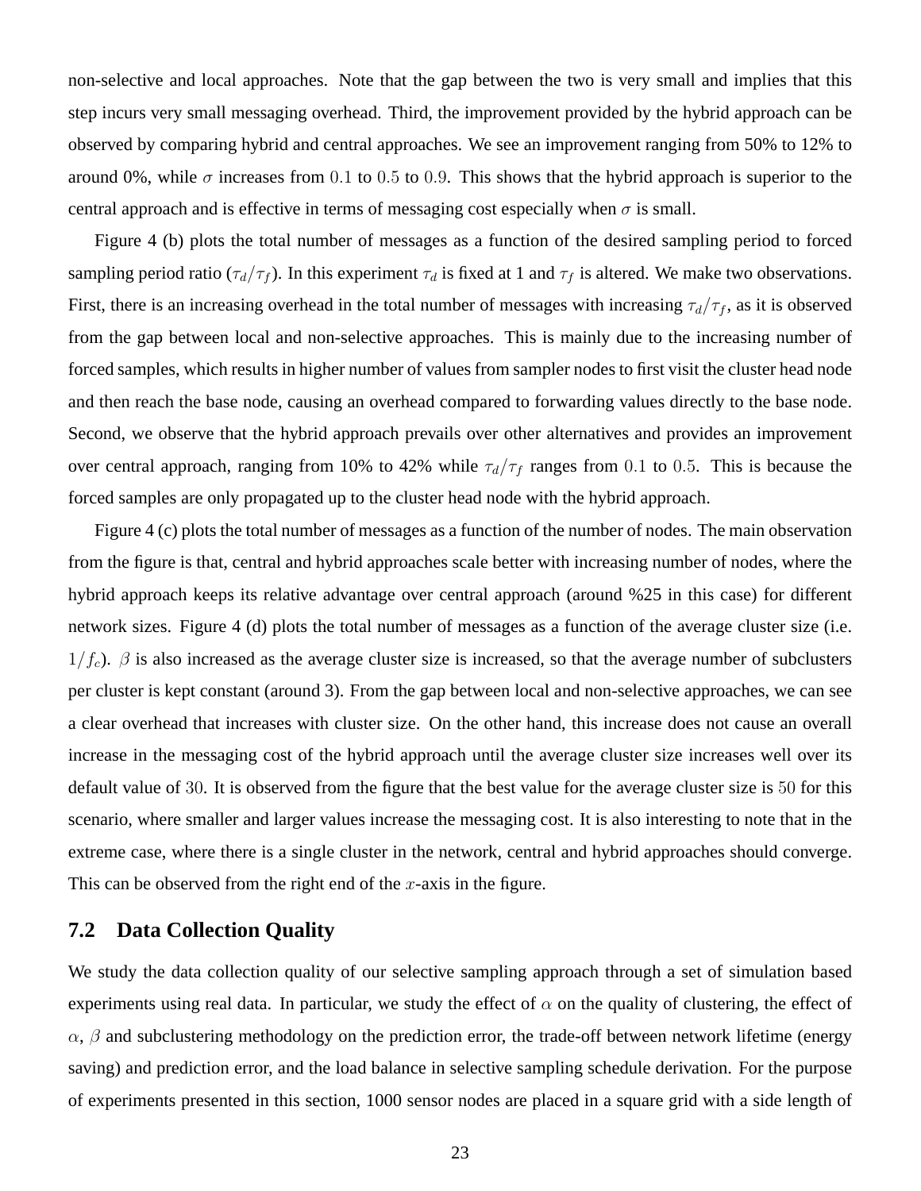non-selective and local approaches. Note that the gap between the two is very small and implies that this step incurs very small messaging overhead. Third, the improvement provided by the hybrid approach can be observed by comparing hybrid and central approaches. We see an improvement ranging from 50% to 12% to around 0%, while $\sigma$ increases from $0.1$ to $0.5$ to $0.9$. This shows that the hybrid approach is superior to the central approach and is effective in terms of messaging cost especially when $\sigma$ is small.

Figure 4 (b) plots the total number of messages as a function of the desired sampling period to forced sampling period ratio ($\tau_d/\tau_f$). In this experiment $\tau_d$ is fixed at 1 and $\tau_f$ is altered. We make two observations. First, there is an increasing overhead in the total number of messages with increasing $\tau_d/\tau_f$, as it is observed from the gap between local and non-selective approaches. This is mainly due to the increasing number of forced samples, which results in higher number of values from sampler nodes to first visit the cluster head node and then reach the base node, causing an overhead compared to forwarding values directly to the base node. Second, we observe that the hybrid approach prevails over other alternatives and provides an improvement over central approach, ranging from 10% to 42% while $\tau_d/\tau_f$ ranges from $0.1$ to $0.5$. This is because the forced samples are only propagated up to the cluster head node with the hybrid approach.

Figure 4 (c) plots the total number of messages as a function of the number of nodes. The main observation from the figure is that, central and hybrid approaches scale better with increasing number of nodes, where the hybrid approach keeps its relative advantage over central approach (around %25 in this case) for different network sizes. Figure 4 (d) plots the total number of messages as a function of the average cluster size (i.e. $1/f_c$). $\beta$ is also increased as the average cluster size is increased, so that the average number of subclusters per cluster is kept constant (around 3). From the gap between local and non-selective approaches, we can see a clear overhead that increases with cluster size. On the other hand, this increase does not cause an overall increase in the messaging cost of the hybrid approach until the average cluster size increases well over its default value of $30$. It is observed from the figure that the best value for the average cluster size is $50$ for this scenario, where smaller and larger values increase the messaging cost. It is also interesting to note that in the extreme case, where there is a single cluster in the network, central and hybrid approaches should converge. This can be observed from the right end of the $x$-axis in the figure.

## 7.2 Data Collection Quality

We study the data collection quality of our selective sampling approach through a set of simulation based experiments using real data. In particular, we study the effect of $\alpha$ on the quality of clustering, the effect of $\alpha$, $\beta$ and subclustering methodology on the prediction error, the trade-off between network lifetime (energy saving) and prediction error, and the load balance in selective sampling schedule derivation. For the purpose of experiments presented in this section, 1000 sensor nodes are placed in a square grid with a side length of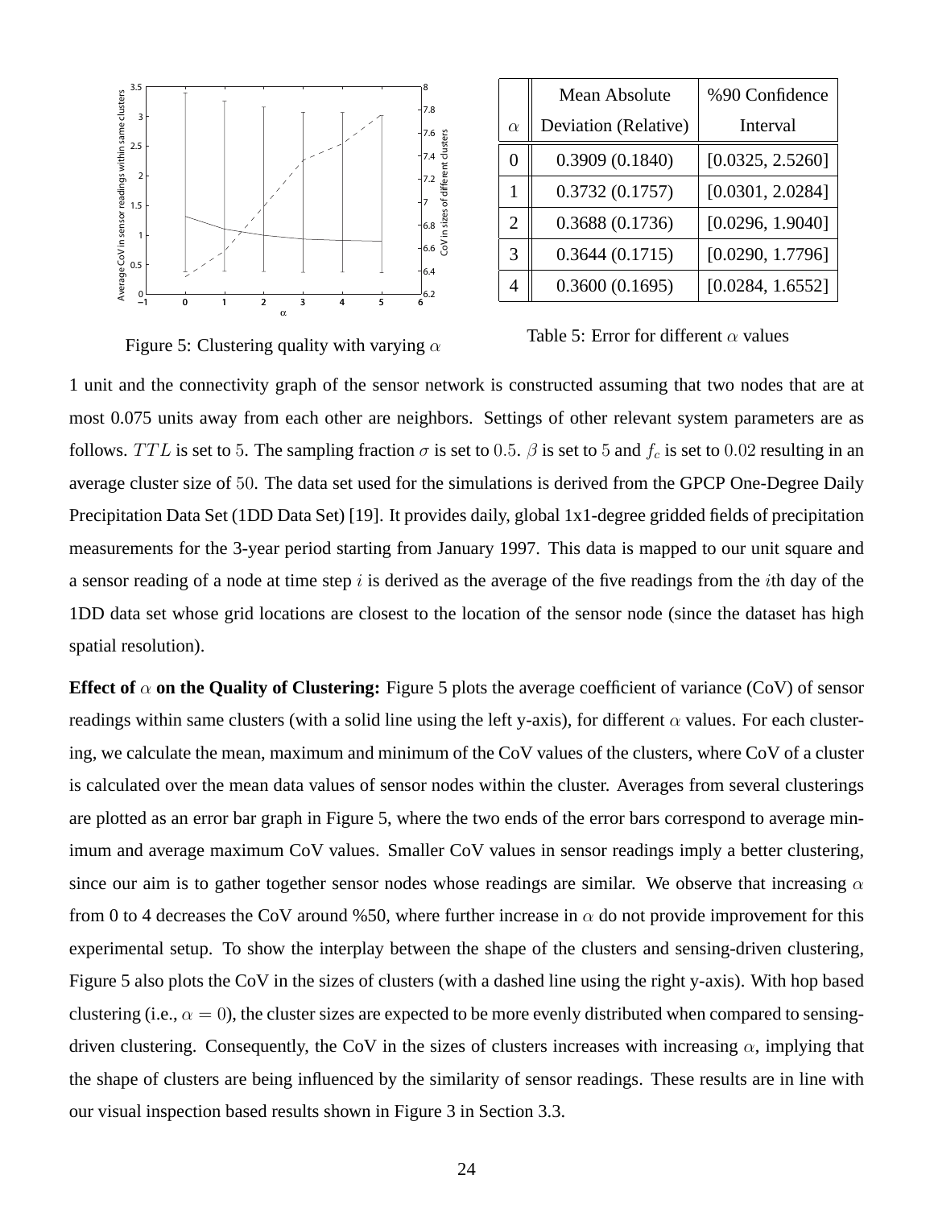Figure 5: Clustering quality with varying $\alpha$

| $\alpha$ | Mean Absolute Deviation (Relative) | %90 Confidence Interval |
|---|---|---|
| 0 | 0.3909 (0.1840) | [0.0325, 2.5260] |
| 1 | 0.3732 (0.1757) | [0.0301, 2.0284] |
| 2 | 0.3688 (0.1736) | [0.0296, 1.9040] |
| 3 | 0.3644 (0.1715) | [0.0290, 1.7796] |
| 4 | 0.3600 (0.1695) | [0.0284, 1.6552] |

Table 5: Error for different $\alpha$ values

1 unit and the connectivity graph of the sensor network is constructed assuming that two nodes that are at most 0.075 units away from each other are neighbors. Settings of other relevant system parameters are as follows. $TTL$ is set to $5$. The sampling fraction $\sigma$ is set to $0.5$. $\beta$ is set to $5$ and $f_c$ is set to $0.02$ resulting in an average cluster size of $50$. The data set used for the simulations is derived from the GPCP One-Degree Daily Precipitation Data Set (1DD Data Set) [19]. It provides daily, global 1x1-degree gridded fields of precipitation measurements for the 3-year period starting from January 1997. This data is mapped to our unit square and a sensor reading of a node at time step $i$ is derived as the average of the five readings from the $i$th day of the 1DD data set whose grid locations are closest to the location of the sensor node (since the dataset has high spatial resolution).

**Effect of $\alpha$ on the Quality of Clustering:** Figure 5 plots the average coefficient of variance (CoV) of sensor readings within same clusters (with a solid line using the left y-axis), for different $\alpha$ values. For each clustering, we calculate the mean, maximum and minimum of the CoV values of the clusters, where CoV of a cluster is calculated over the mean data values of sensor nodes within the cluster. Averages from several clusterings are plotted as an error bar graph in Figure 5, where the two ends of the error bars correspond to average minimum and average maximum CoV values. Smaller CoV values in sensor readings imply a better clustering, since our aim is to gather together sensor nodes whose readings are similar. We observe that increasing $\alpha$ from 0 to 4 decreases the CoV around %50, where further increase in $\alpha$ do not provide improvement for this experimental setup. To show the interplay between the shape of the clusters and sensing-driven clustering, Figure 5 also plots the CoV in the sizes of clusters (with a dashed line using the right y-axis). With hop based clustering (i.e., $\alpha = 0$), the cluster sizes are expected to be more evenly distributed when compared to sensing-driven clustering. Consequently, the CoV in the sizes of clusters increases with increasing $\alpha$, implying that the shape of clusters are being influenced by the similarity of sensor readings. These results are in line with our visual inspection based results shown in Figure 3 in Section 3.3.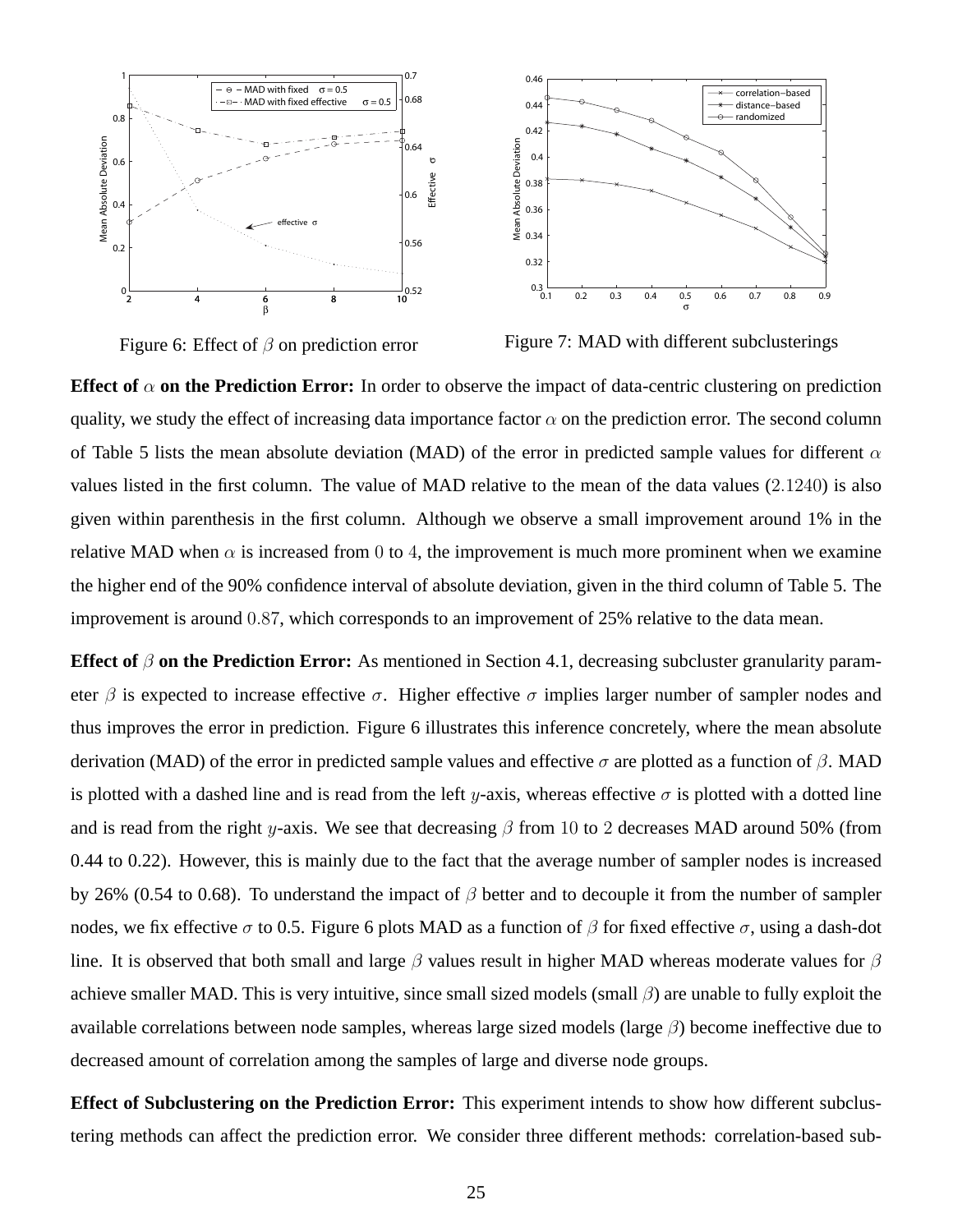Figure 6: Effect of $\beta$ on prediction error

Figure 7: MAD with different subclusterings

**Effect of $\alpha$ on the Prediction Error:** In order to observe the impact of data-centric clustering on prediction quality, we study the effect of increasing data importance factor $\alpha$ on the prediction error. The second column of Table 5 lists the mean absolute deviation (MAD) of the error in predicted sample values for different $\alpha$ values listed in the first column. The value of MAD relative to the mean of the data values ($2.1240$) is also given within parenthesis in the first column. Although we observe a small improvement around 1% in the relative MAD when $\alpha$ is increased from $0$ to $4$, the improvement is much more prominent when we examine the higher end of the 90% confidence interval of absolute deviation, given in the third column of Table 5. The improvement is around $0.87$, which corresponds to an improvement of 25% relative to the data mean.

**Effect of $\beta$ on the Prediction Error:** As mentioned in Section 4.1, decreasing subcluster granularity parameter $\beta$ is expected to increase effective $\sigma$. Higher effective $\sigma$ implies larger number of sampler nodes and thus improves the error in prediction. Figure 6 illustrates this inference concretely, where the mean absolute derivation (MAD) of the error in predicted sample values and effective $\sigma$ are plotted as a function of $\beta$. MAD is plotted with a dashed line and is read from the left $y$-axis, whereas effective $\sigma$ is plotted with a dotted line and is read from the right $y$-axis. We see that decreasing $\beta$ from $10$ to $2$ decreases MAD around 50% (from 0.44 to 0.22). However, this is mainly due to the fact that the average number of sampler nodes is increased by 26% (0.54 to 0.68). To understand the impact of $\beta$ better and to decouple it from the number of sampler nodes, we fix effective $\sigma$ to 0.5. Figure 6 plots MAD as a function of $\beta$ for fixed effective $\sigma$, using a dash-dot line. It is observed that both small and large $\beta$ values result in higher MAD whereas moderate values for $\beta$ achieve smaller MAD. This is very intuitive, since small sized models (small $\beta$) are unable to fully exploit the available correlations between node samples, whereas large sized models (large $\beta$) become ineffective due to decreased amount of correlation among the samples of large and diverse node groups.

**Effect of Subclustering on the Prediction Error:** This experiment intends to show how different subclustering methods can affect the prediction error. We consider three different methods: correlation-based sub-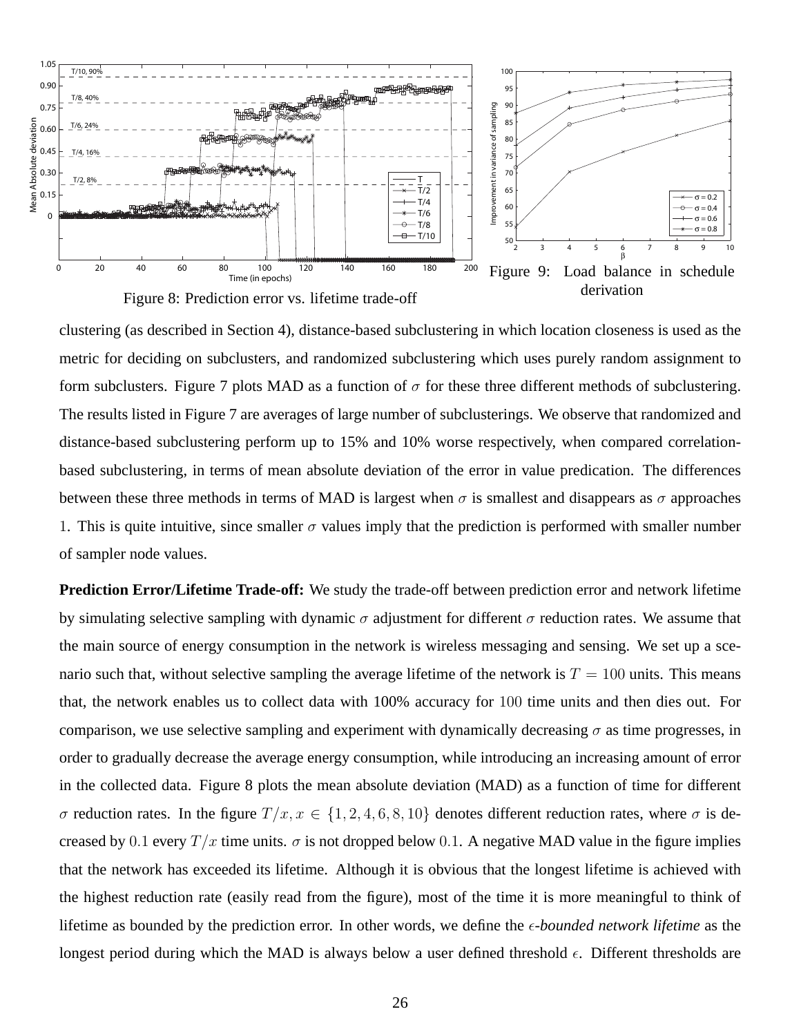Figure 8: Prediction error vs. lifetime trade-off

Figure 9: Load balance in schedule derivation

clustering (as described in Section 4), distance-based subclustering in which location closeness is used as the metric for deciding on subclusters, and randomized subclustering which uses purely random assignment to form subclusters. Figure 7 plots MAD as a function of $\sigma$ for these three different methods of subclustering. The results listed in Figure 7 are averages of large number of subclusterings. We observe that randomized and distance-based subclustering perform up to 15% and 10% worse respectively, when compared correlation-based subclustering, in terms of mean absolute deviation of the error in value predication. The differences between these three methods in terms of MAD is largest when $\sigma$ is smallest and disappears as $\sigma$ approaches 1. This is quite intuitive, since smaller $\sigma$ values imply that the prediction is performed with smaller number of sampler node values.

**Prediction Error/Lifetime Trade-off:** We study the trade-off between prediction error and network lifetime by simulating selective sampling with dynamic $\sigma$ adjustment for different $\sigma$ reduction rates. We assume that the main source of energy consumption in the network is wireless messaging and sensing. We set up a scenario such that, without selective sampling the average lifetime of the network is $T = 100$ units. This means that, the network enables us to collect data with 100% accuracy for 100 time units and then dies out. For comparison, we use selective sampling and experiment with dynamically decreasing $\sigma$ as time progresses, in order to gradually decrease the average energy consumption, while introducing an increasing amount of error in the collected data. Figure 8 plots the mean absolute deviation (MAD) as a function of time for different $\sigma$ reduction rates. In the figure $T/x, x \in \{1, 2, 4, 6, 8, 10\}$ denotes different reduction rates, where $\sigma$ is decreased by 0.1 every $T/x$ time units. $\sigma$ is not dropped below 0.1. A negative MAD value in the figure implies that the network has exceeded its lifetime. Although it is obvious that the longest lifetime is achieved with the highest reduction rate (easily read from the figure), most of the time it is more meaningful to think of lifetime as bounded by the prediction error. In other words, we define the *$\epsilon$-bounded network lifetime* as the longest period during which the MAD is always below a user defined threshold $\epsilon$. Different thresholds are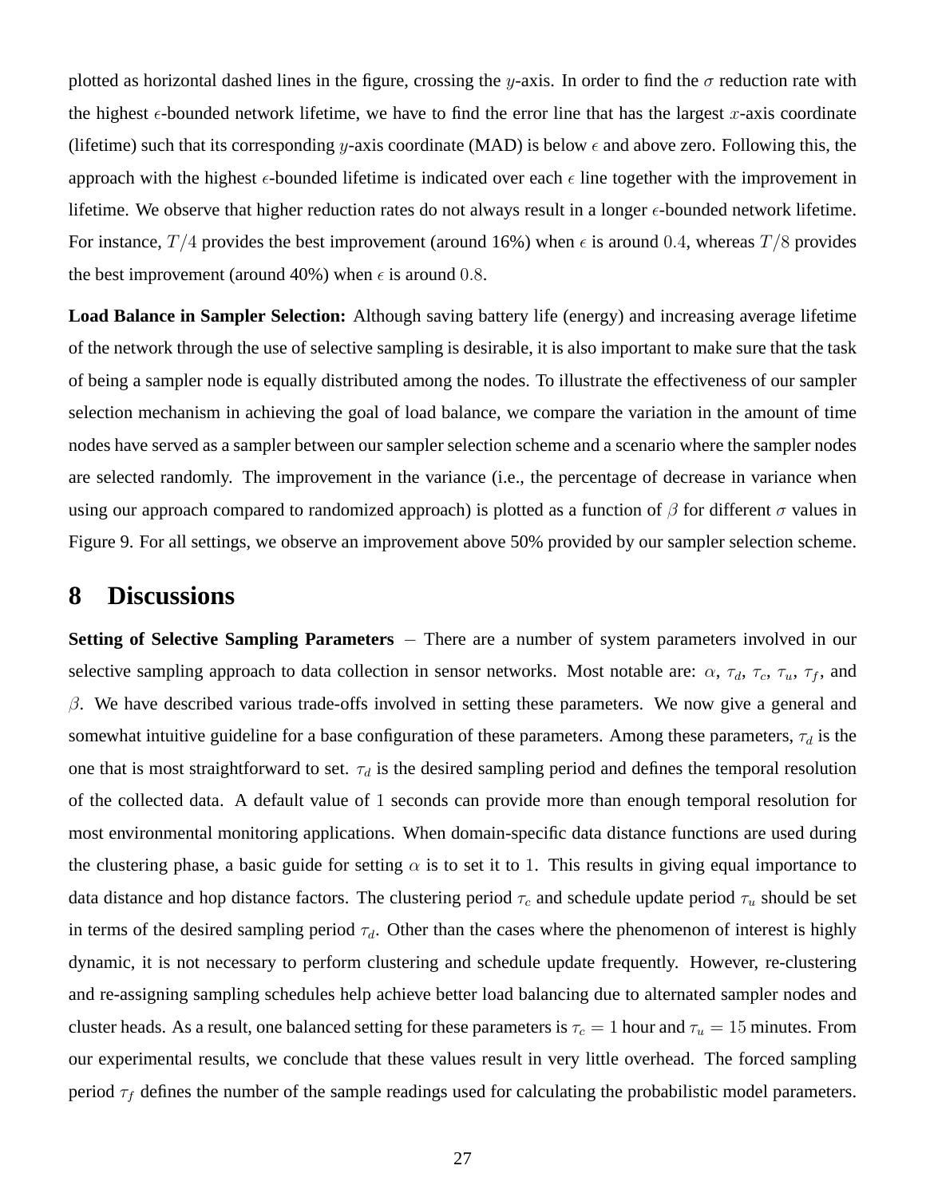plotted as horizontal dashed lines in the figure, crossing the $y$-axis. In order to find the $\sigma$ reduction rate with the highest $\epsilon$-bounded network lifetime, we have to find the error line that has the largest $x$-axis coordinate (lifetime) such that its corresponding $y$-axis coordinate (MAD) is below $\epsilon$ and above zero. Following this, the approach with the highest $\epsilon$-bounded lifetime is indicated over each $\epsilon$ line together with the improvement in lifetime. We observe that higher reduction rates do not always result in a longer $\epsilon$-bounded network lifetime. For instance, $T/4$ provides the best improvement (around 16%) when $\epsilon$ is around $0.4$, whereas $T/8$ provides the best improvement (around 40%) when $\epsilon$ is around $0.8$.

**Load Balance in Sampler Selection:** Although saving battery life (energy) and increasing average lifetime of the network through the use of selective sampling is desirable, it is also important to make sure that the task of being a sampler node is equally distributed among the nodes. To illustrate the effectiveness of our sampler selection mechanism in achieving the goal of load balance, we compare the variation in the amount of time nodes have served as a sampler between our sampler selection scheme and a scenario where the sampler nodes are selected randomly. The improvement in the variance (i.e., the percentage of decrease in variance when using our approach compared to randomized approach) is plotted as a function of $\beta$ for different $\sigma$ values in Figure 9. For all settings, we observe an improvement above 50% provided by our sampler selection scheme.

# 8 Discussions

**Setting of Selective Sampling Parameters** – There are a number of system parameters involved in our selective sampling approach to data collection in sensor networks. Most notable are: $\alpha$, $\tau_d$, $\tau_c$, $\tau_u$, $\tau_f$, and $\beta$. We have described various trade-offs involved in setting these parameters. We now give a general and somewhat intuitive guideline for a base configuration of these parameters. Among these parameters, $\tau_d$ is the one that is most straightforward to set. $\tau_d$ is the desired sampling period and defines the temporal resolution of the collected data. A default value of $1$ seconds can provide more than enough temporal resolution for most environmental monitoring applications. When domain-specific data distance functions are used during the clustering phase, a basic guide for setting $\alpha$ is to set it to $1$. This results in giving equal importance to data distance and hop distance factors. The clustering period $\tau_c$ and schedule update period $\tau_u$ should be set in terms of the desired sampling period $\tau_d$. Other than the cases where the phenomenon of interest is highly dynamic, it is not necessary to perform clustering and schedule update frequently. However, re-clustering and re-assigning sampling schedules help achieve better load balancing due to alternated sampler nodes and cluster heads. As a result, one balanced setting for these parameters is $\tau_c = 1$ hour and $\tau_u = 15$ minutes. From our experimental results, we conclude that these values result in very little overhead. The forced sampling period $\tau_f$ defines the number of the sample readings used for calculating the probabilistic model parameters.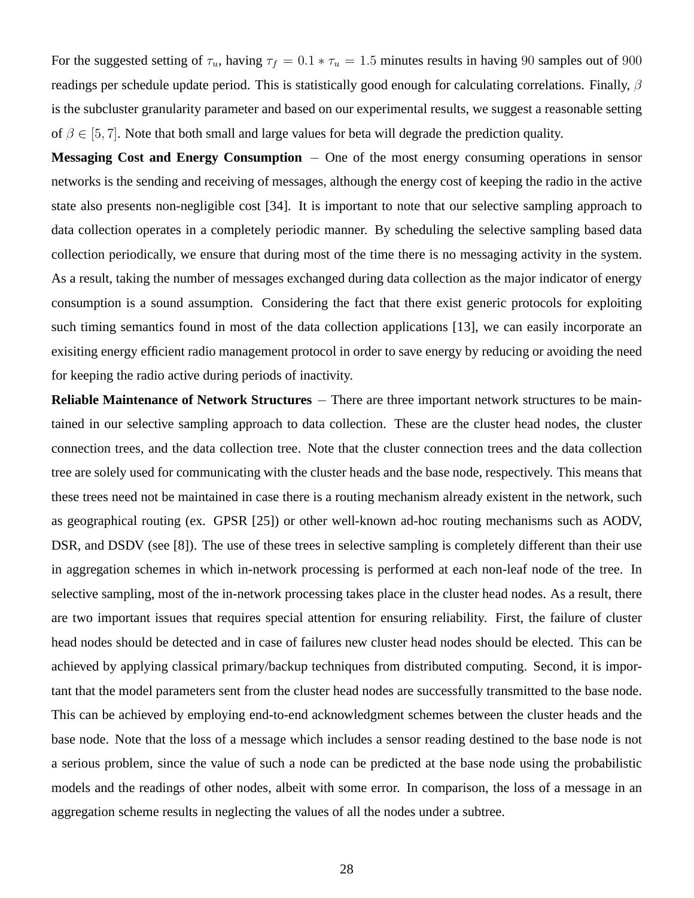For the suggested setting of $\tau_u$, having $\tau_f = 0.1 * \tau_u = 1.5$ minutes results in having $90$ samples out of $900$ readings per schedule update period. This is statistically good enough for calculating correlations. Finally, $\beta$ is the subcluster granularity parameter and based on our experimental results, we suggest a reasonable setting of $\beta \in [5, 7]$. Note that both small and large values for beta will degrade the prediction quality.

**Messaging Cost and Energy Consumption** $-$ One of the most energy consuming operations in sensor networks is the sending and receiving of messages, although the energy cost of keeping the radio in the active state also presents non-negligible cost [34]. It is important to note that our selective sampling approach to data collection operates in a completely periodic manner. By scheduling the selective sampling based data collection periodically, we ensure that during most of the time there is no messaging activity in the system. As a result, taking the number of messages exchanged during data collection as the major indicator of energy consumption is a sound assumption. Considering the fact that there exist generic protocols for exploiting such timing semantics found in most of the data collection applications [13], we can easily incorporate an exisiting energy efficient radio management protocol in order to save energy by reducing or avoiding the need for keeping the radio active during periods of inactivity.

**Reliable Maintenance of Network Structures** $-$ There are three important network structures to be maintained in our selective sampling approach to data collection. These are the cluster head nodes, the cluster connection trees, and the data collection tree. Note that the cluster connection trees and the data collection tree are solely used for communicating with the cluster heads and the base node, respectively. This means that these trees need not be maintained in case there is a routing mechanism already existent in the network, such as geographical routing (ex. GPSR [25]) or other well-known ad-hoc routing mechanisms such as AODV, DSR, and DSDV (see [8]). The use of these trees in selective sampling is completely different than their use in aggregation schemes in which in-network processing is performed at each non-leaf node of the tree. In selective sampling, most of the in-network processing takes place in the cluster head nodes. As a result, there are two important issues that requires special attention for ensuring reliability. First, the failure of cluster head nodes should be detected and in case of failures new cluster head nodes should be elected. This can be achieved by applying classical primary/backup techniques from distributed computing. Second, it is important that the model parameters sent from the cluster head nodes are successfully transmitted to the base node. This can be achieved by employing end-to-end acknowledgment schemes between the cluster heads and the base node. Note that the loss of a message which includes a sensor reading destined to the base node is not a serious problem, since the value of such a node can be predicted at the base node using the probabilistic models and the readings of other nodes, albeit with some error. In comparison, the loss of a message in an aggregation scheme results in neglecting the values of all the nodes under a subtree.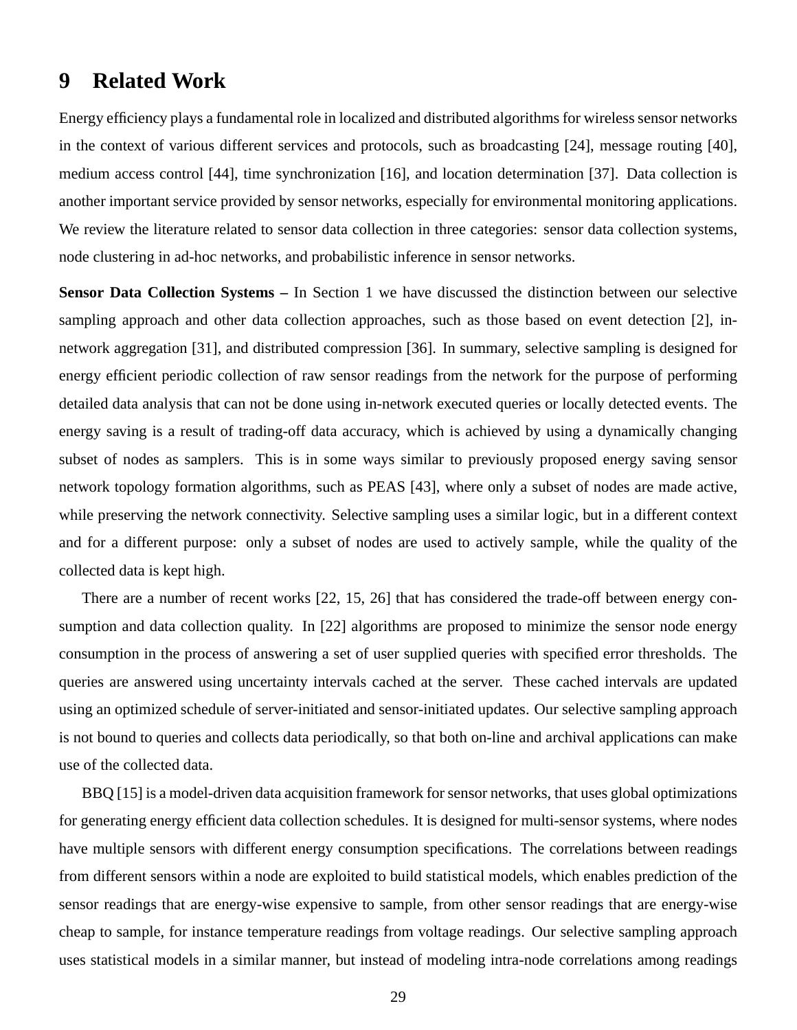# 9 Related Work

Energy efficiency plays a fundamental role in localized and distributed algorithms for wireless sensor networks in the context of various different services and protocols, such as broadcasting [24], message routing [40], medium access control [44], time synchronization [16], and location determination [37]. Data collection is another important service provided by sensor networks, especially for environmental monitoring applications. We review the literature related to sensor data collection in three categories: sensor data collection systems, node clustering in ad-hoc networks, and probabilistic inference in sensor networks.

**Sensor Data Collection Systems –** In Section 1 we have discussed the distinction between our selective sampling approach and other data collection approaches, such as those based on event detection [2], in-network aggregation [31], and distributed compression [36]. In summary, selective sampling is designed for energy efficient periodic collection of raw sensor readings from the network for the purpose of performing detailed data analysis that can not be done using in-network executed queries or locally detected events. The energy saving is a result of trading-off data accuracy, which is achieved by using a dynamically changing subset of nodes as samplers. This is in some ways similar to previously proposed energy saving sensor network topology formation algorithms, such as PEAS [43], where only a subset of nodes are made active, while preserving the network connectivity. Selective sampling uses a similar logic, but in a different context and for a different purpose: only a subset of nodes are used to actively sample, while the quality of the collected data is kept high.

There are a number of recent works [22, 15, 26] that has considered the trade-off between energy consumption and data collection quality. In [22] algorithms are proposed to minimize the sensor node energy consumption in the process of answering a set of user supplied queries with specified error thresholds. The queries are answered using uncertainty intervals cached at the server. These cached intervals are updated using an optimized schedule of server-initiated and sensor-initiated updates. Our selective sampling approach is not bound to queries and collects data periodically, so that both on-line and archival applications can make use of the collected data.

BBQ [15] is a model-driven data acquisition framework for sensor networks, that uses global optimizations for generating energy efficient data collection schedules. It is designed for multi-sensor systems, where nodes have multiple sensors with different energy consumption specifications. The correlations between readings from different sensors within a node are exploited to build statistical models, which enables prediction of the sensor readings that are energy-wise expensive to sample, from other sensor readings that are energy-wise cheap to sample, for instance temperature readings from voltage readings. Our selective sampling approach uses statistical models in a similar manner, but instead of modeling intra-node correlations among readings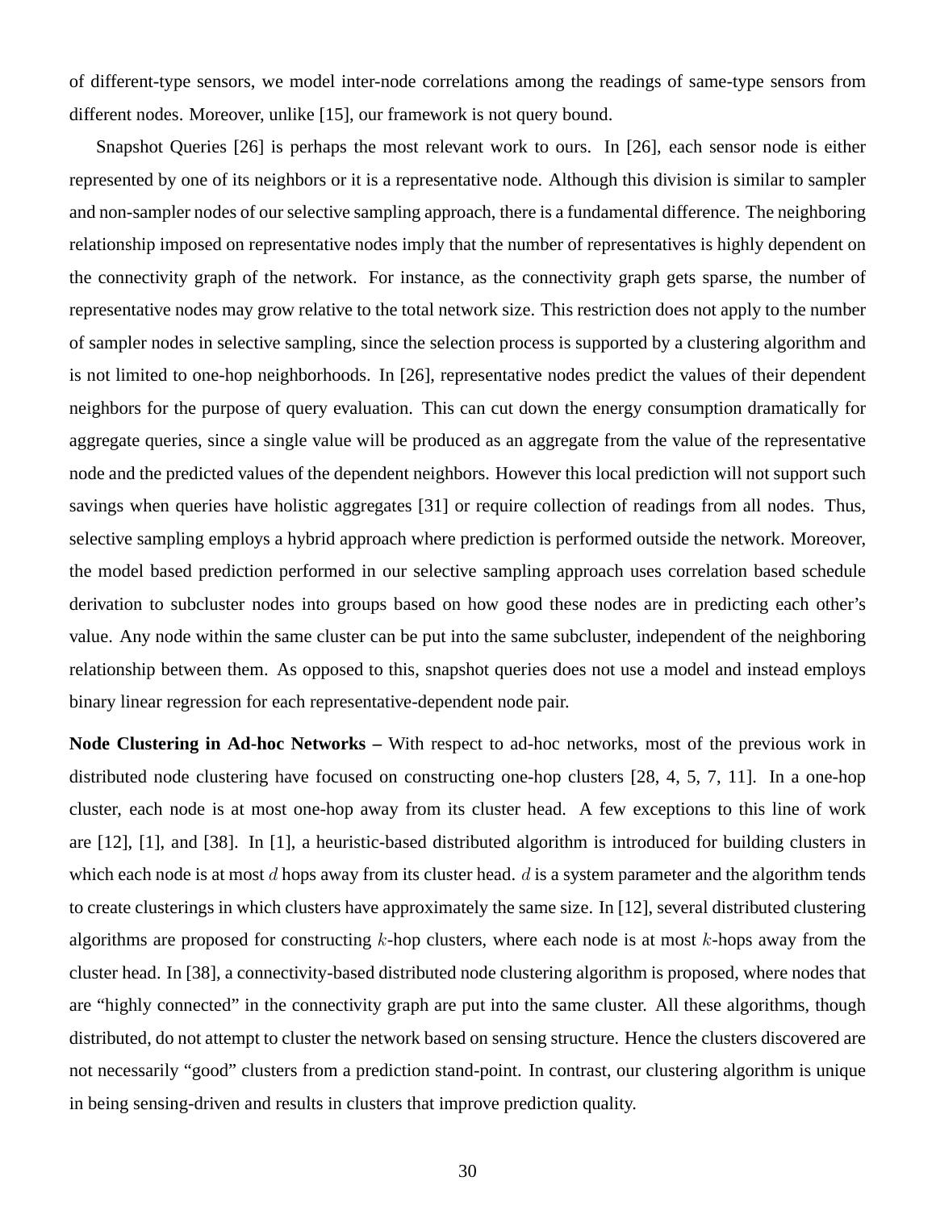of different-type sensors, we model inter-node correlations among the readings of same-type sensors from different nodes. Moreover, unlike [15], our framework is not query bound.

Snapshot Queries [26] is perhaps the most relevant work to ours. In [26], each sensor node is either represented by one of its neighbors or it is a representative node. Although this division is similar to sampler and non-sampler nodes of our selective sampling approach, there is a fundamental difference. The neighboring relationship imposed on representative nodes imply that the number of representatives is highly dependent on the connectivity graph of the network. For instance, as the connectivity graph gets sparse, the number of representative nodes may grow relative to the total network size. This restriction does not apply to the number of sampler nodes in selective sampling, since the selection process is supported by a clustering algorithm and is not limited to one-hop neighborhoods. In [26], representative nodes predict the values of their dependent neighbors for the purpose of query evaluation. This can cut down the energy consumption dramatically for aggregate queries, since a single value will be produced as an aggregate from the value of the representative node and the predicted values of the dependent neighbors. However this local prediction will not support such savings when queries have holistic aggregates [31] or require collection of readings from all nodes. Thus, selective sampling employs a hybrid approach where prediction is performed outside the network. Moreover, the model based prediction performed in our selective sampling approach uses correlation based schedule derivation to subcluster nodes into groups based on how good these nodes are in predicting each other's value. Any node within the same cluster can be put into the same subcluster, independent of the neighboring relationship between them. As opposed to this, snapshot queries does not use a model and instead employs binary linear regression for each representative-dependent node pair.

**Node Clustering in Ad-hoc Networks –** With respect to ad-hoc networks, most of the previous work in distributed node clustering have focused on constructing one-hop clusters [28, 4, 5, 7, 11]. In a one-hop cluster, each node is at most one-hop away from its cluster head. A few exceptions to this line of work are [12], [1], and [38]. In [1], a heuristic-based distributed algorithm is introduced for building clusters in which each node is at most $d$ hops away from its cluster head. $d$ is a system parameter and the algorithm tends to create clusterings in which clusters have approximately the same size. In [12], several distributed clustering algorithms are proposed for constructing $k$-hop clusters, where each node is at most $k$-hops away from the cluster head. In [38], a connectivity-based distributed node clustering algorithm is proposed, where nodes that are "highly connected" in the connectivity graph are put into the same cluster. All these algorithms, though distributed, do not attempt to cluster the network based on sensing structure. Hence the clusters discovered are not necessarily "good" clusters from a prediction stand-point. In contrast, our clustering algorithm is unique in being sensing-driven and results in clusters that improve prediction quality.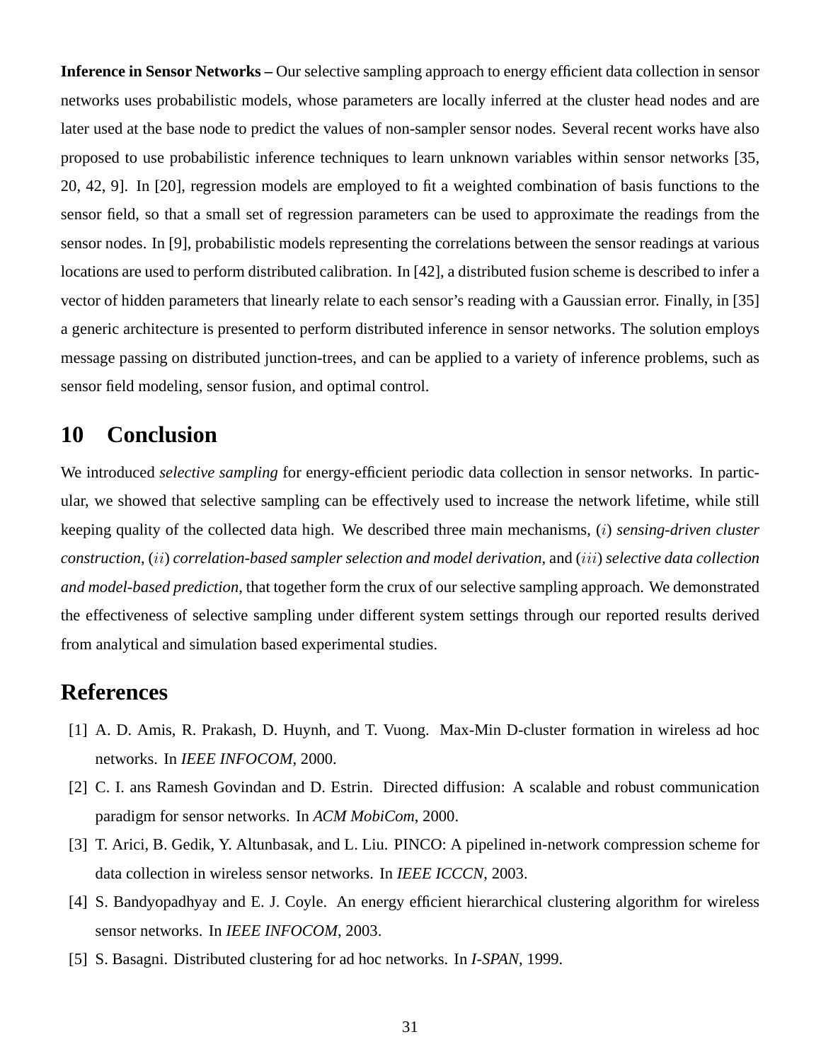**Inference in Sensor Networks –** Our selective sampling approach to energy efficient data collection in sensor networks uses probabilistic models, whose parameters are locally inferred at the cluster head nodes and are later used at the base node to predict the values of non-sampler sensor nodes. Several recent works have also proposed to use probabilistic inference techniques to learn unknown variables within sensor networks [35, 20, 42, 9]. In [20], regression models are employed to fit a weighted combination of basis functions to the sensor field, so that a small set of regression parameters can be used to approximate the readings from the sensor nodes. In [9], probabilistic models representing the correlations between the sensor readings at various locations are used to perform distributed calibration. In [42], a distributed fusion scheme is described to infer a vector of hidden parameters that linearly relate to each sensor's reading with a Gaussian error. Finally, in [35] a generic architecture is presented to perform distributed inference in sensor networks. The solution employs message passing on distributed junction-trees, and can be applied to a variety of inference problems, such as sensor field modeling, sensor fusion, and optimal control.

# 10 Conclusion

We introduced *selective sampling* for energy-efficient periodic data collection in sensor networks. In particular, we showed that selective sampling can be effectively used to increase the network lifetime, while still keeping quality of the collected data high. We described three main mechanisms, ($i$) *sensing-driven cluster construction*, ($ii$) *correlation-based sampler selection and model derivation*, and ($iii$) *selective data collection and model-based prediction*, that together form the crux of our selective sampling approach. We demonstrated the effectiveness of selective sampling under different system settings through our reported results derived from analytical and simulation based experimental studies.

# References

[1] A. D. Amis, R. Prakash, D. Huynh, and T. Vuong. Max-Min D-cluster formation in wireless ad hoc networks. In *IEEE INFOCOM*, 2000.

[2] C. I. ans Ramesh Govindan and D. Estrin. Directed diffusion: A scalable and robust communication paradigm for sensor networks. In *ACM MobiCom*, 2000.

[3] T. Arici, B. Gedik, Y. Altunbasak, and L. Liu. PINCO: A pipelined in-network compression scheme for data collection in wireless sensor networks. In *IEEE ICCCN*, 2003.

[4] S. Bandyopadhyay and E. J. Coyle. An energy efficient hierarchical clustering algorithm for wireless sensor networks. In *IEEE INFOCOM*, 2003.

[5] S. Basagni. Distributed clustering for ad hoc networks. In *I-SPAN*, 1999.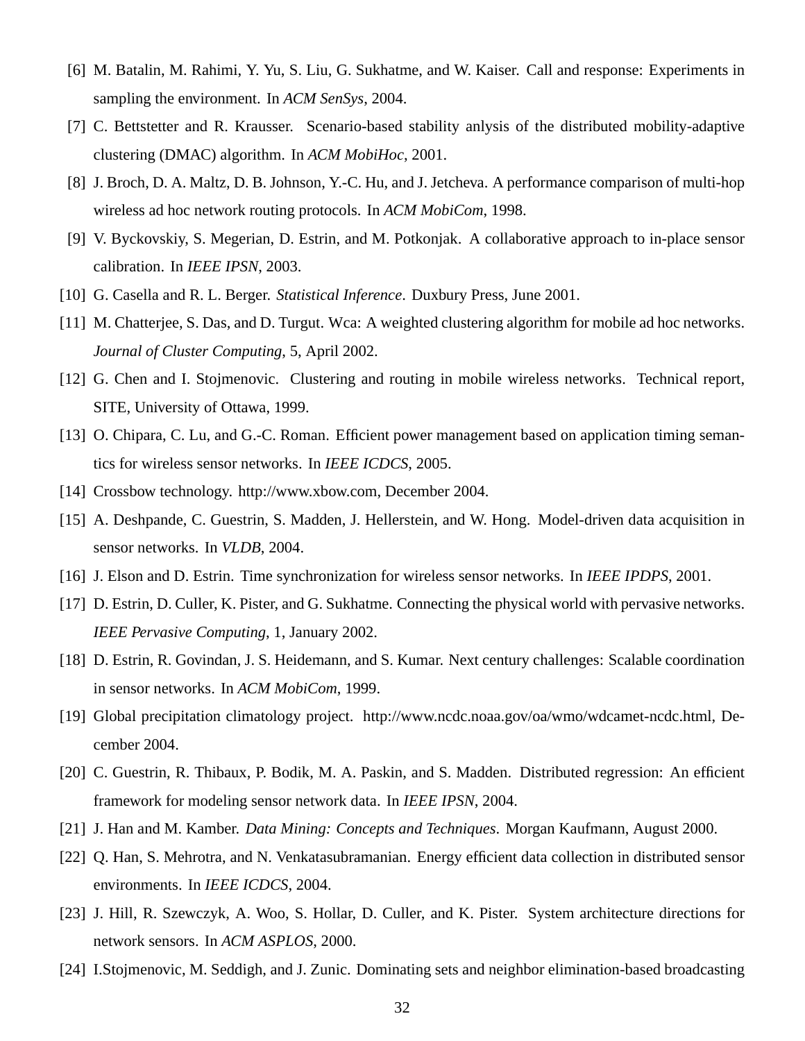[6] M. Batalin, M. Rahimi, Y. Yu, S. Liu, G. Sukhatme, and W. Kaiser. Call and response: Experiments in sampling the environment. In *ACM SenSys*, 2004.

[7] C. Bettstetter and R. Krausser. Scenario-based stability anlysis of the distributed mobility-adaptive clustering (DMAC) algorithm. In *ACM MobiHoc*, 2001.

[8] J. Broch, D. A. Maltz, D. B. Johnson, Y.-C. Hu, and J. Jetcheva. A performance comparison of multi-hop wireless ad hoc network routing protocols. In *ACM MobiCom*, 1998.

[9] V. Byckovskiy, S. Megerian, D. Estrin, and M. Potkonjak. A collaborative approach to in-place sensor calibration. In *IEEE IPSN*, 2003.

[10] G. Casella and R. L. Berger. *Statistical Inference*. Duxbury Press, June 2001.

[11] M. Chatterjee, S. Das, and D. Turgut. Wca: A weighted clustering algorithm for mobile ad hoc networks. *Journal of Cluster Computing*, 5, April 2002.

[12] G. Chen and I. Stojmenovic. Clustering and routing in mobile wireless networks. Technical report, SITE, University of Ottawa, 1999.

[13] O. Chipara, C. Lu, and G.-C. Roman. Efficient power management based on application timing semantics for wireless sensor networks. In *IEEE ICDCS*, 2005.

[14] Crossbow technology. http://www.xbow.com, December 2004.

[15] A. Deshpande, C. Guestrin, S. Madden, J. Hellerstein, and W. Hong. Model-driven data acquisition in sensor networks. In *VLDB*, 2004.

[16] J. Elson and D. Estrin. Time synchronization for wireless sensor networks. In *IEEE IPDPS*, 2001.

[17] D. Estrin, D. Culler, K. Pister, and G. Sukhatme. Connecting the physical world with pervasive networks. *IEEE Pervasive Computing*, 1, January 2002.

[18] D. Estrin, R. Govindan, J. S. Heidemann, and S. Kumar. Next century challenges: Scalable coordination in sensor networks. In *ACM MobiCom*, 1999.

[19] Global precipitation climatology project. http://www.ncdc.noaa.gov/oa/wmo/wdcamet-ncdc.html, December 2004.

[20] C. Guestrin, R. Thibaux, P. Bodik, M. A. Paskin, and S. Madden. Distributed regression: An efficient framework for modeling sensor network data. In *IEEE IPSN*, 2004.

[21] J. Han and M. Kamber. *Data Mining: Concepts and Techniques*. Morgan Kaufmann, August 2000.

[22] Q. Han, S. Mehrotra, and N. Venkatasubramanian. Energy efficient data collection in distributed sensor environments. In *IEEE ICDCS*, 2004.

[23] J. Hill, R. Szewczyk, A. Woo, S. Hollar, D. Culler, and K. Pister. System architecture directions for network sensors. In *ACM ASPLOS*, 2000.

[24] I.Stojmenovic, M. Seddigh, and J. Zunic. Dominating sets and neighbor elimination-based broadcasting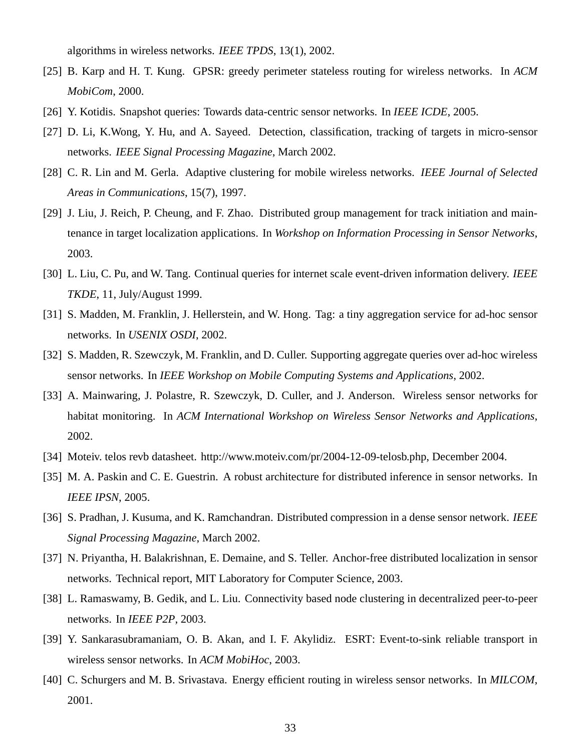algorithms in wireless networks. *IEEE TPDS*, 13(1), 2002.

[25] B. Karp and H. T. Kung. GPSR: greedy perimeter stateless routing for wireless networks. In *ACM MobiCom*, 2000.

[26] Y. Kotidis. Snapshot queries: Towards data-centric sensor networks. In *IEEE ICDE*, 2005.

[27] D. Li, K.Wong, Y. Hu, and A. Sayeed. Detection, classification, tracking of targets in micro-sensor networks. *IEEE Signal Processing Magazine*, March 2002.

[28] C. R. Lin and M. Gerla. Adaptive clustering for mobile wireless networks. *IEEE Journal of Selected Areas in Communications*, 15(7), 1997.

[29] J. Liu, J. Reich, P. Cheung, and F. Zhao. Distributed group management for track initiation and maintenance in target localization applications. In *Workshop on Information Processing in Sensor Networks*, 2003.

[30] L. Liu, C. Pu, and W. Tang. Continual queries for internet scale event-driven information delivery. *IEEE TKDE*, 11, July/August 1999.

[31] S. Madden, M. Franklin, J. Hellerstein, and W. Hong. Tag: a tiny aggregation service for ad-hoc sensor networks. In *USENIX OSDI*, 2002.

[32] S. Madden, R. Szewczyk, M. Franklin, and D. Culler. Supporting aggregate queries over ad-hoc wireless sensor networks. In *IEEE Workshop on Mobile Computing Systems and Applications*, 2002.

[33] A. Mainwaring, J. Polastre, R. Szewczyk, D. Culler, and J. Anderson. Wireless sensor networks for habitat monitoring. In *ACM International Workshop on Wireless Sensor Networks and Applications*, 2002.

[34] Moteiv. telos revb datasheet. http://www.moteiv.com/pr/2004-12-09-telosb.php, December 2004.

[35] M. A. Paskin and C. E. Guestrin. A robust architecture for distributed inference in sensor networks. In *IEEE IPSN*, 2005.

[36] S. Pradhan, J. Kusuma, and K. Ramchandran. Distributed compression in a dense sensor network. *IEEE Signal Processing Magazine*, March 2002.

[37] N. Priyantha, H. Balakrishnan, E. Demaine, and S. Teller. Anchor-free distributed localization in sensor networks. Technical report, MIT Laboratory for Computer Science, 2003.

[38] L. Ramaswamy, B. Gedik, and L. Liu. Connectivity based node clustering in decentralized peer-to-peer networks. In *IEEE P2P*, 2003.

[39] Y. Sankarasubramaniam, O. B. Akan, and I. F. Akylidiz. ESRT: Event-to-sink reliable transport in wireless sensor networks. In *ACM MobiHoc*, 2003.

[40] C. Schurgers and M. B. Srivastava. Energy efficient routing in wireless sensor networks. In *MILCOM*, 2001.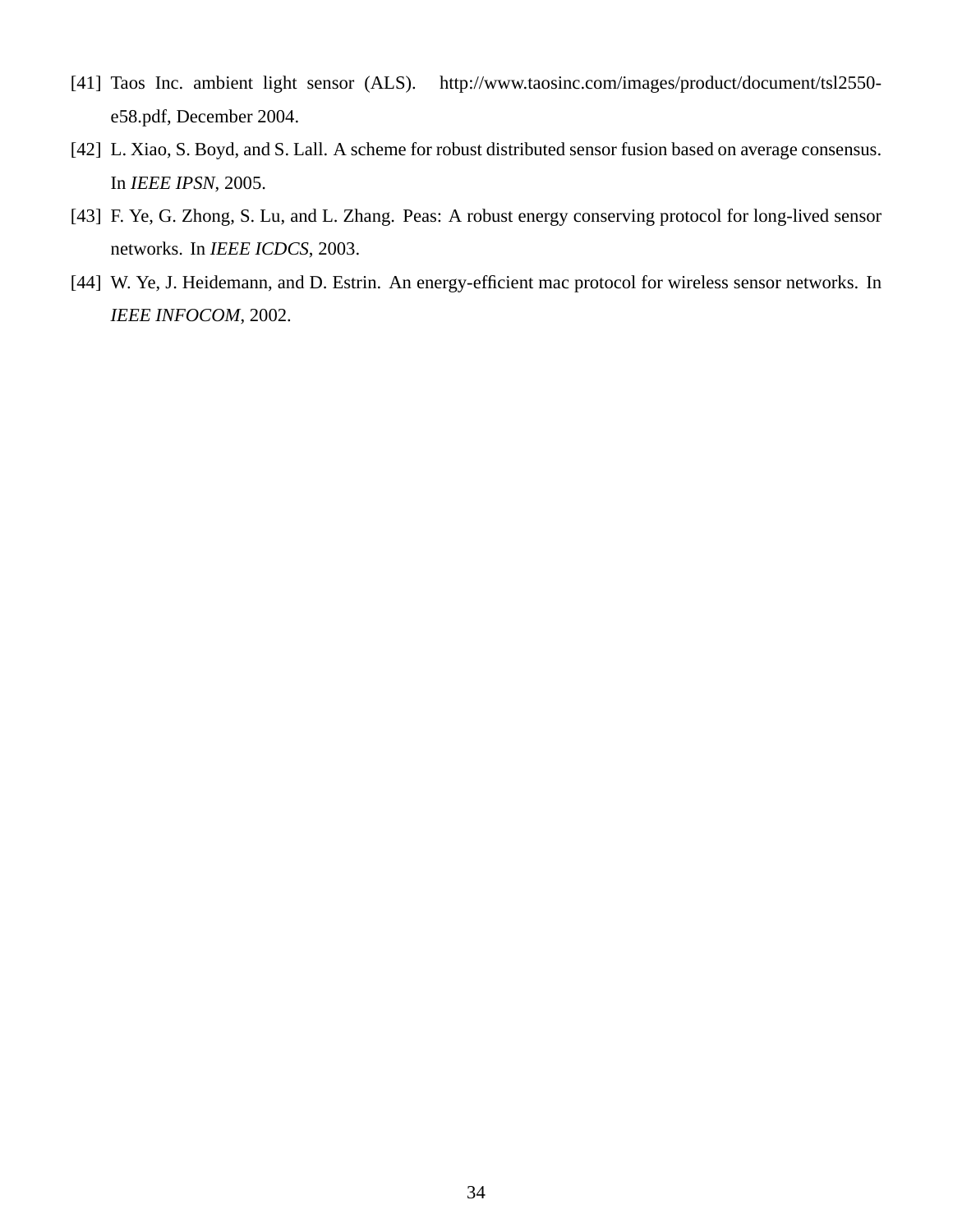[41] Taos Inc. ambient light sensor (ALS). http://www.taosinc.com/images/product/document/tsl2550-e58.pdf, December 2004.

[42] L. Xiao, S. Boyd, and S. Lall. A scheme for robust distributed sensor fusion based on average consensus. In *IEEE IPSN*, 2005.

[43] F. Ye, G. Zhong, S. Lu, and L. Zhang. Peas: A robust energy conserving protocol for long-lived sensor networks. In *IEEE ICDCS*, 2003.

[44] W. Ye, J. Heidemann, and D. Estrin. An energy-efficient mac protocol for wireless sensor networks. In *IEEE INFOCOM*, 2002.